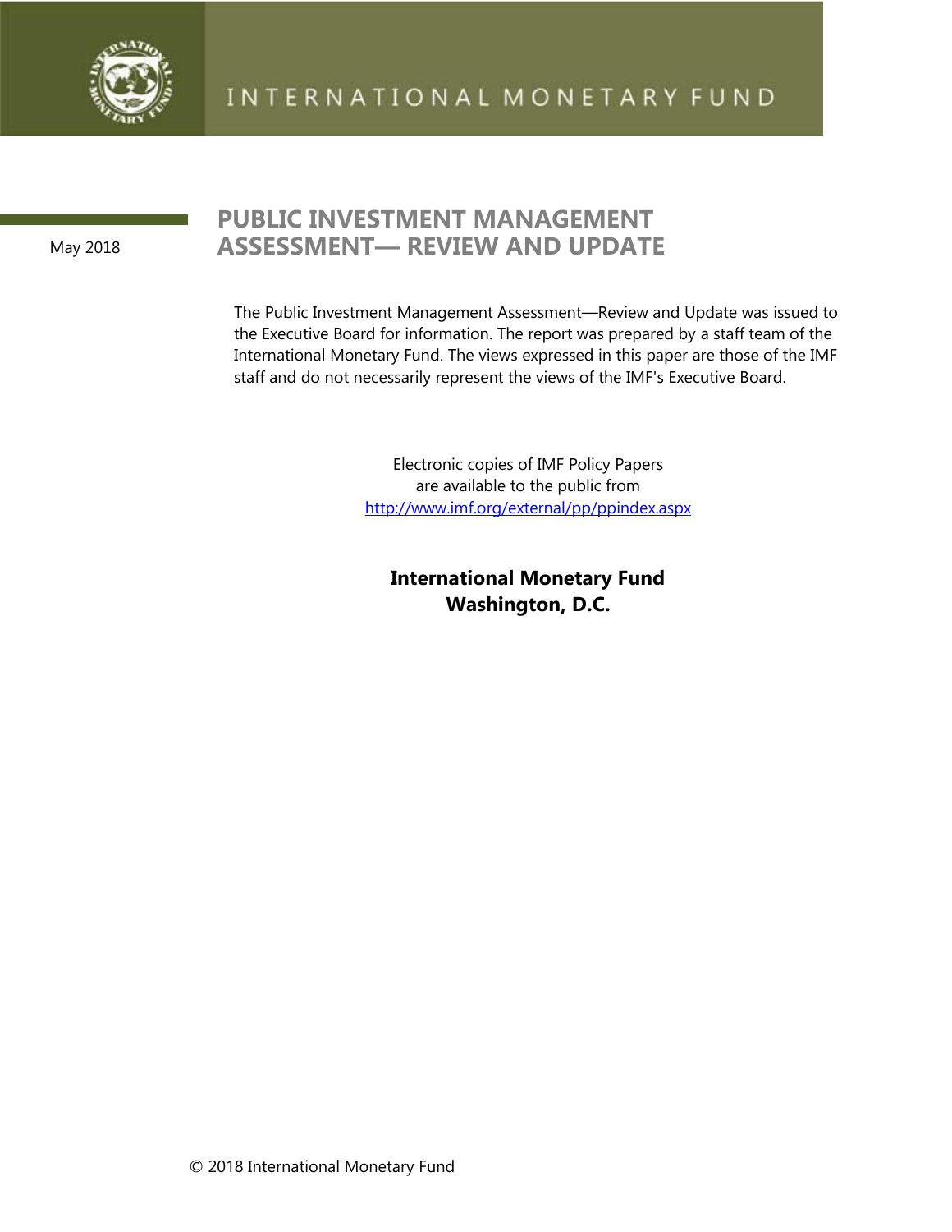INTERNATIONAL MONETARY FUND

May 2018

# PUBLIC INVESTMENT MANAGEMENT ASSESSMENT— REVIEW AND UPDATE

The Public Investment Management Assessment—Review and Update was issued to the Executive Board for information. The report was prepared by a staff team of the International Monetary Fund. The views expressed in this paper are those of the IMF staff and do not necessarily represent the views of the IMF's Executive Board.

Electronic copies of IMF Policy Papers
are available to the public from
http://www.imf.org/external/pp/ppindex.aspx

**International Monetary Fund**
**Washington, D.C.**

© 2018 International Monetary Fund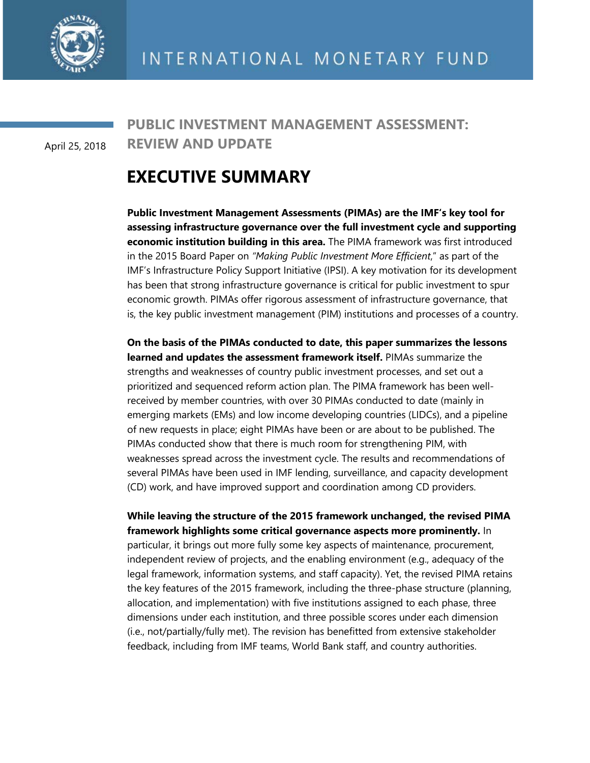INTERNATIONAL MONETARY FUND

April 25, 2018

# PUBLIC INVESTMENT MANAGEMENT ASSESSMENT: REVIEW AND UPDATE

## EXECUTIVE SUMMARY

**Public Investment Management Assessments (PIMAs) are the IMF's key tool for assessing infrastructure governance over the full investment cycle and supporting economic institution building in this area.** The PIMA framework was first introduced in the 2015 Board Paper on *"Making Public Investment More Efficient*," as part of the IMF's Infrastructure Policy Support Initiative (IPSI). A key motivation for its development has been that strong infrastructure governance is critical for public investment to spur economic growth. PIMAs offer rigorous assessment of infrastructure governance, that is, the key public investment management (PIM) institutions and processes of a country.

**On the basis of the PIMAs conducted to date, this paper summarizes the lessons learned and updates the assessment framework itself.** PIMAs summarize the strengths and weaknesses of country public investment processes, and set out a prioritized and sequenced reform action plan. The PIMA framework has been well-received by member countries, with over 30 PIMAs conducted to date (mainly in emerging markets (EMs) and low income developing countries (LIDCs), and a pipeline of new requests in place; eight PIMAs have been or are about to be published. The PIMAs conducted show that there is much room for strengthening PIM, with weaknesses spread across the investment cycle. The results and recommendations of several PIMAs have been used in IMF lending, surveillance, and capacity development (CD) work, and have improved support and coordination among CD providers.

**While leaving the structure of the 2015 framework unchanged, the revised PIMA framework highlights some critical governance aspects more prominently.** In particular, it brings out more fully some key aspects of maintenance, procurement, independent review of projects, and the enabling environment (e.g., adequacy of the legal framework, information systems, and staff capacity). Yet, the revised PIMA retains the key features of the 2015 framework, including the three-phase structure (planning, allocation, and implementation) with five institutions assigned to each phase, three dimensions under each institution, and three possible scores under each dimension (i.e., not/partially/fully met). The revision has benefitted from extensive stakeholder feedback, including from IMF teams, World Bank staff, and country authorities.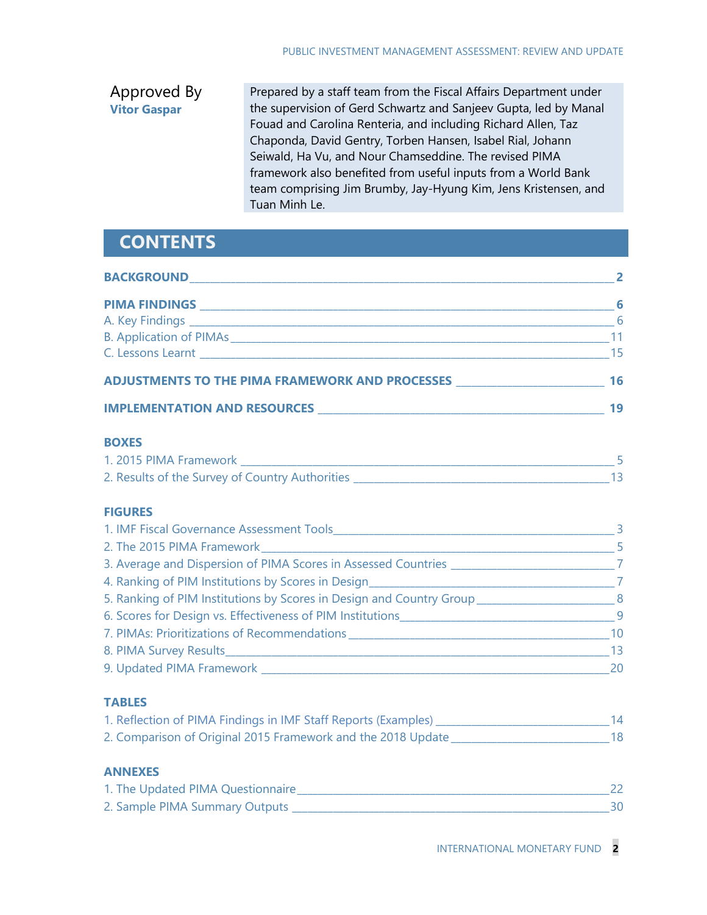Approved By
**Vitor Gaspar**

Prepared by a staff team from the Fiscal Affairs Department under the supervision of Gerd Schwartz and Sanjeev Gupta, led by Manal Fouad and Carolina Renteria, and including Richard Allen, Taz Chaponda, David Gentry, Torben Hansen, Isabel Rial, Johann Seiwald, Ha Vu, and Nour Chamseddine. The revised PIMA framework also benefited from useful inputs from a World Bank team comprising Jim Brumby, Jay-Hyung Kim, Jens Kristensen, and Tuan Minh Le.

# CONTENTS

**BACKGROUND** — 2

**PIMA FINDINGS** — 6

A. Key Findings — 6

B. Application of PIMAs — 11

C. Lessons Learnt — 15

**ADJUSTMENTS TO THE PIMA FRAMEWORK AND PROCESSES** — 16

**IMPLEMENTATION AND RESOURCES** — 19

**BOXES**

1. 2015 PIMA Framework — 5
2. Results of the Survey of Country Authorities — 13

**FIGURES**

1. IMF Fiscal Governance Assessment Tools — 3
2. The 2015 PIMA Framework — 5
3. Average and Dispersion of PIMA Scores in Assessed Countries — 7
4. Ranking of PIM Institutions by Scores in Design — 7
5. Ranking of PIM Institutions by Scores in Design and Country Group — 8
6. Scores for Design vs. Effectiveness of PIM Institutions — 9
7. PIMAs: Prioritizations of Recommendations — 10
8. PIMA Survey Results — 13
9. Updated PIMA Framework — 20

**TABLES**

1. Reflection of PIMA Findings in IMF Staff Reports (Examples) — 14
2. Comparison of Original 2015 Framework and the 2018 Update — 18

**ANNEXES**

1. The Updated PIMA Questionnaire — 22
2. Sample PIMA Summary Outputs — 30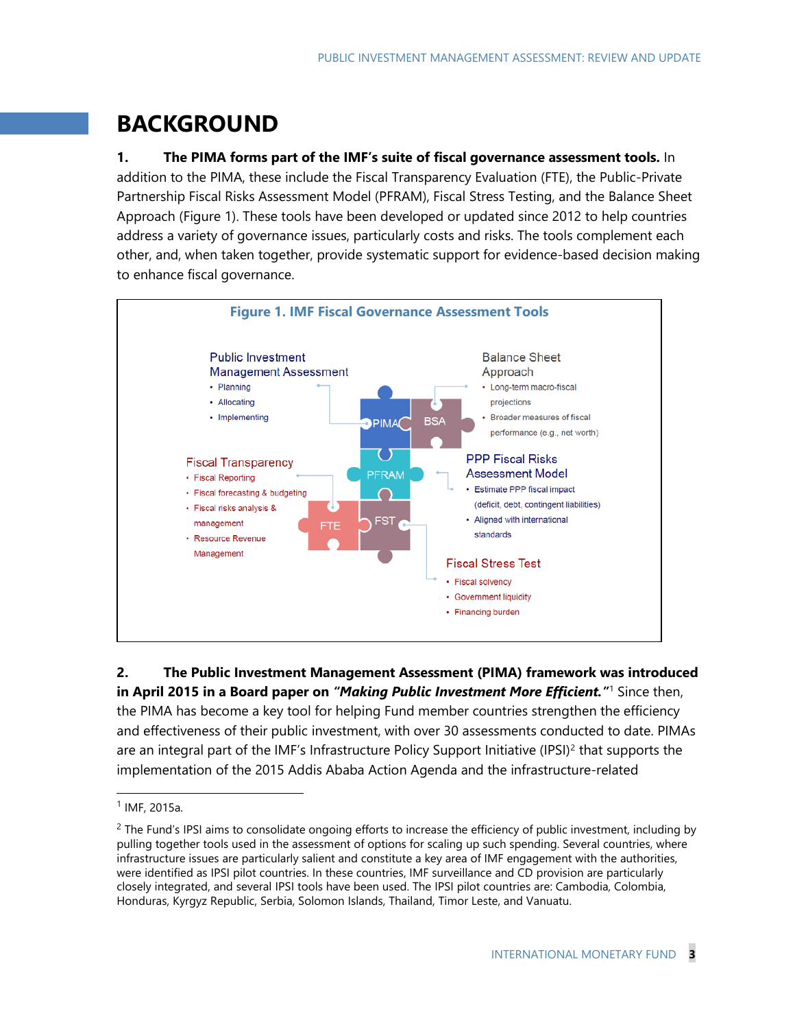# BACKGROUND

1. **The PIMA forms part of the IMF's suite of fiscal governance assessment tools.** In addition to the PIMA, these include the Fiscal Transparency Evaluation (FTE), the Public-Private Partnership Fiscal Risks Assessment Model (PFRAM), Fiscal Stress Testing, and the Balance Sheet Approach (Figure 1). These tools have been developed or updated since 2012 to help countries address a variety of governance issues, particularly costs and risks. The tools complement each other, and, when taken together, provide systematic support for evidence-based decision making to enhance fiscal governance.

**Figure 1. IMF Fiscal Governance Assessment Tools**

Public Investment Management Assessment
- Planning
- Allocating
- Implementing

Balance Sheet Approach
- Long-term macro-fiscal projections
- Broader measures of fiscal performance (e.g., net worth)

Fiscal Transparency
- Fiscal Reporting
- Fiscal forecasting & budgeting
- Fiscal risks analysis & management
- Resource Revenue Management

PPP Fiscal Risks Assessment Model
- Estimate PPP fiscal impact (deficit, debt, contingent liabilities)
- Aligned with international standards

Fiscal Stress Test
- Fiscal solvency
- Government liquidity
- Financing burden

PIMA | BSA | PFRAM | FTE | FST

2. **The Public Investment Management Assessment (PIMA) framework was introduced in April 2015 in a Board paper on *"Making Public Investment More Efficient."*[1]** Since then, the PIMA has become a key tool for helping Fund member countries strengthen the efficiency and effectiveness of their public investment, with over 30 assessments conducted to date. PIMAs are an integral part of the IMF's Infrastructure Policy Support Initiative (IPSI)[2] that supports the implementation of the 2015 Addis Ababa Action Agenda and the infrastructure-related

---

[1] IMF, 2015a.

[2] The Fund's IPSI aims to consolidate ongoing efforts to increase the efficiency of public investment, including by pulling together tools used in the assessment of options for scaling up such spending. Several countries, where infrastructure issues are particularly salient and constitute a key area of IMF engagement with the authorities, were identified as IPSI pilot countries. In these countries, IMF surveillance and CD provision are particularly closely integrated, and several IPSI tools have been used. The IPSI pilot countries are: Cambodia, Colombia, Honduras, Kyrgyz Republic, Serbia, Solomon Islands, Thailand, Timor Leste, and Vanuatu.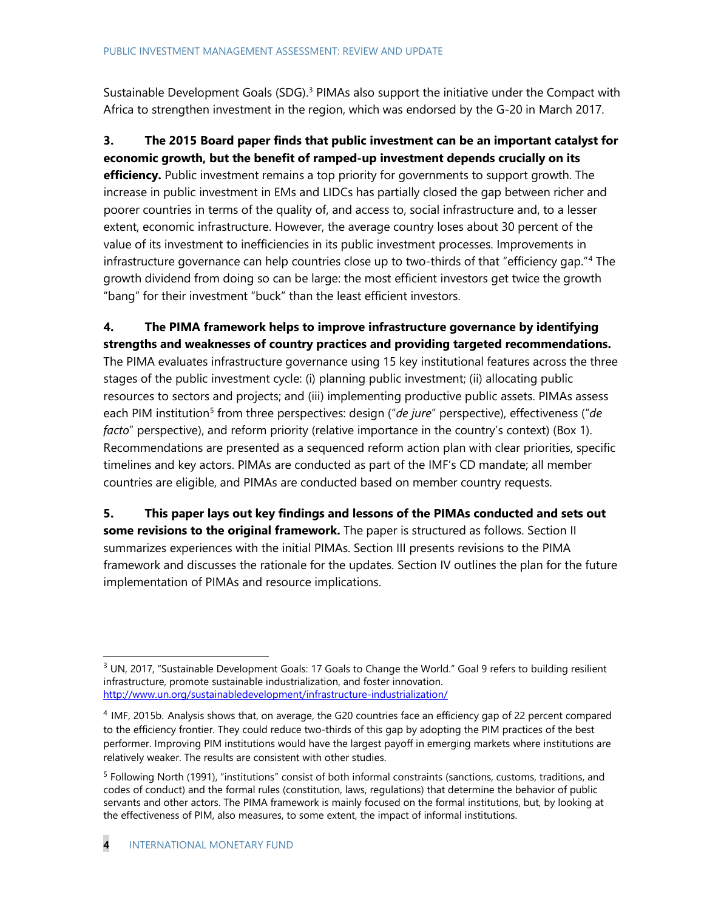Sustainable Development Goals (SDG).[3] PIMAs also support the initiative under the Compact with Africa to strengthen investment in the region, which was endorsed by the G-20 in March 2017.

**3. The 2015 Board paper finds that public investment can be an important catalyst for economic growth, but the benefit of ramped-up investment depends crucially on its efficiency.** Public investment remains a top priority for governments to support growth. The increase in public investment in EMs and LIDCs has partially closed the gap between richer and poorer countries in terms of the quality of, and access to, social infrastructure and, to a lesser extent, economic infrastructure. However, the average country loses about 30 percent of the value of its investment to inefficiencies in its public investment processes. Improvements in infrastructure governance can help countries close up to two-thirds of that "efficiency gap."[4] The growth dividend from doing so can be large: the most efficient investors get twice the growth "bang" for their investment "buck" than the least efficient investors.

**4. The PIMA framework helps to improve infrastructure governance by identifying strengths and weaknesses of country practices and providing targeted recommendations.** The PIMA evaluates infrastructure governance using 15 key institutional features across the three stages of the public investment cycle: (i) planning public investment; (ii) allocating public resources to sectors and projects; and (iii) implementing productive public assets. PIMAs assess each PIM institution[5] from three perspectives: design ("*de jure*" perspective), effectiveness ("*de facto*" perspective), and reform priority (relative importance in the country's context) (Box 1). Recommendations are presented as a sequenced reform action plan with clear priorities, specific timelines and key actors. PIMAs are conducted as part of the IMF's CD mandate; all member countries are eligible, and PIMAs are conducted based on member country requests.

**5. This paper lays out key findings and lessons of the PIMAs conducted and sets out some revisions to the original framework.** The paper is structured as follows. Section II summarizes experiences with the initial PIMAs. Section III presents revisions to the PIMA framework and discusses the rationale for the updates. Section IV outlines the plan for the future implementation of PIMAs and resource implications.

---

[3] UN, 2017, "Sustainable Development Goals: 17 Goals to Change the World." Goal 9 refers to building resilient infrastructure, promote sustainable industrialization, and foster innovation. http://www.un.org/sustainabledevelopment/infrastructure-industrialization/

[4] IMF, 2015b. Analysis shows that, on average, the G20 countries face an efficiency gap of 22 percent compared to the efficiency frontier. They could reduce two-thirds of this gap by adopting the PIM practices of the best performer. Improving PIM institutions would have the largest payoff in emerging markets where institutions are relatively weaker. The results are consistent with other studies.

[5] Following North (1991), "institutions" consist of both informal constraints (sanctions, customs, traditions, and codes of conduct) and the formal rules (constitution, laws, regulations) that determine the behavior of public servants and other actors. The PIMA framework is mainly focused on the formal institutions, but, by looking at the effectiveness of PIM, also measures, to some extent, the impact of informal institutions.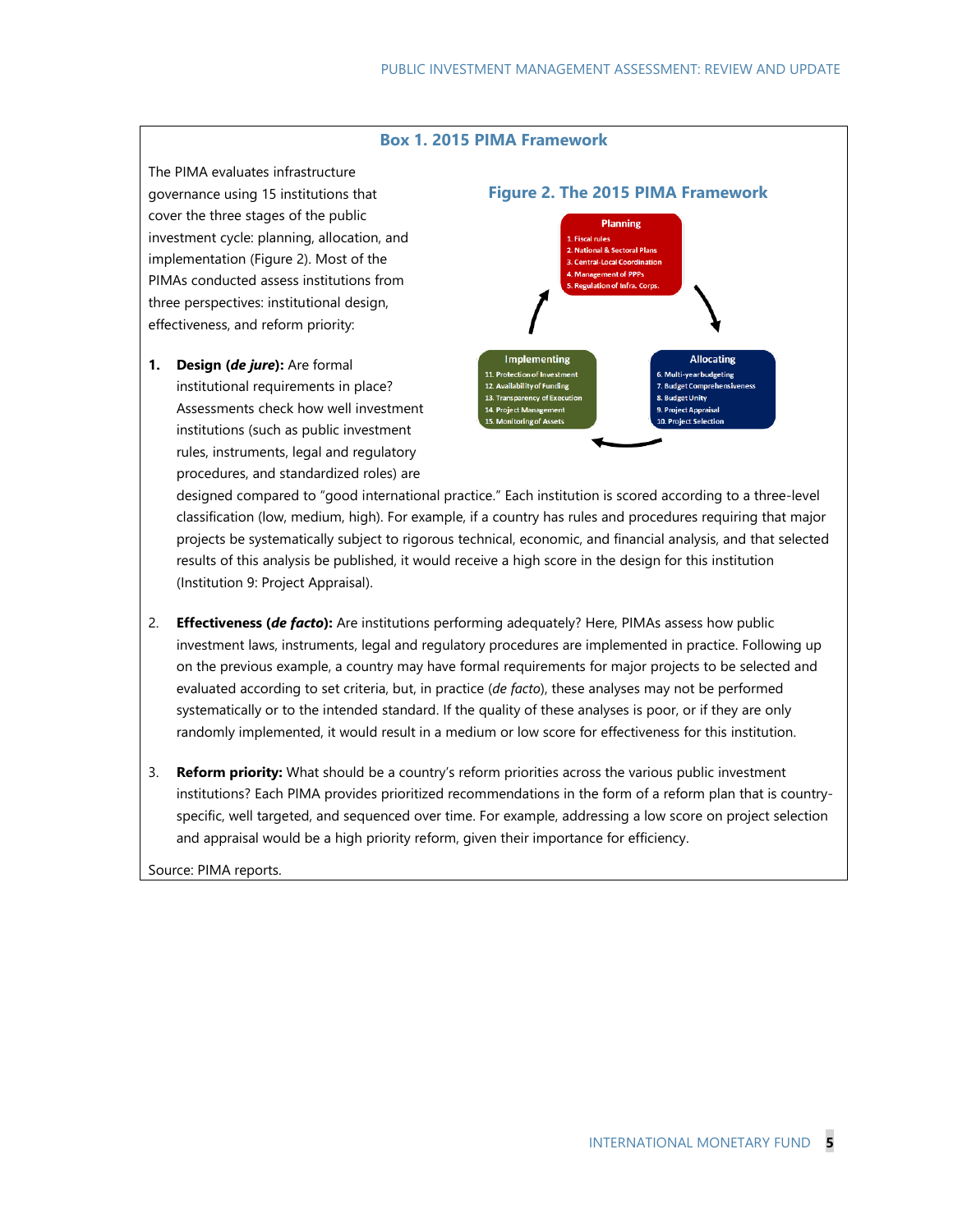### Box 1. 2015 PIMA Framework

The PIMA evaluates infrastructure governance using 15 institutions that cover the three stages of the public investment cycle: planning, allocation, and implementation (Figure 2). Most of the PIMAs conducted assess institutions from three perspectives: institutional design, effectiveness, and reform priority:

**Figure 2. The 2015 PIMA Framework**

**Planning**
1. Fiscal rules
2. National & Sectoral Plans
3. Central-Local Coordination
4. Management of PPPs
5. Regulation of Infra. Corps.

**Allocating**
6. Multi-year budgeting
7. Budget Comprehensiveness
8. Budget Unity
9. Project Appraisal
10. Project Selection

**Implementing**
11. Protection of Investment
12. Availability of Funding
13. Transparency of Execution
14. Project Management
15. Monitoring of Assets

1. **Design (*de jure*):** Are formal institutional requirements in place? Assessments check how well investment institutions (such as public investment rules, instruments, legal and regulatory procedures, and standardized roles) are designed compared to "good international practice." Each institution is scored according to a three-level classification (low, medium, high). For example, if a country has rules and procedures requiring that major projects be systematically subject to rigorous technical, economic, and financial analysis, and that selected results of this analysis be published, it would receive a high score in the design for this institution (Institution 9: Project Appraisal).

2. **Effectiveness (*de facto*):** Are institutions performing adequately? Here, PIMAs assess how public investment laws, instruments, legal and regulatory procedures are implemented in practice. Following up on the previous example, a country may have formal requirements for major projects to be selected and evaluated according to set criteria, but, in practice (*de facto*), these analyses may not be performed systematically or to the intended standard. If the quality of these analyses is poor, or if they are only randomly implemented, it would result in a medium or low score for effectiveness for this institution.

3. **Reform priority:** What should be a country's reform priorities across the various public investment institutions? Each PIMA provides prioritized recommendations in the form of a reform plan that is country-specific, well targeted, and sequenced over time. For example, addressing a low score on project selection and appraisal would be a high priority reform, given their importance for efficiency.

Source: PIMA reports.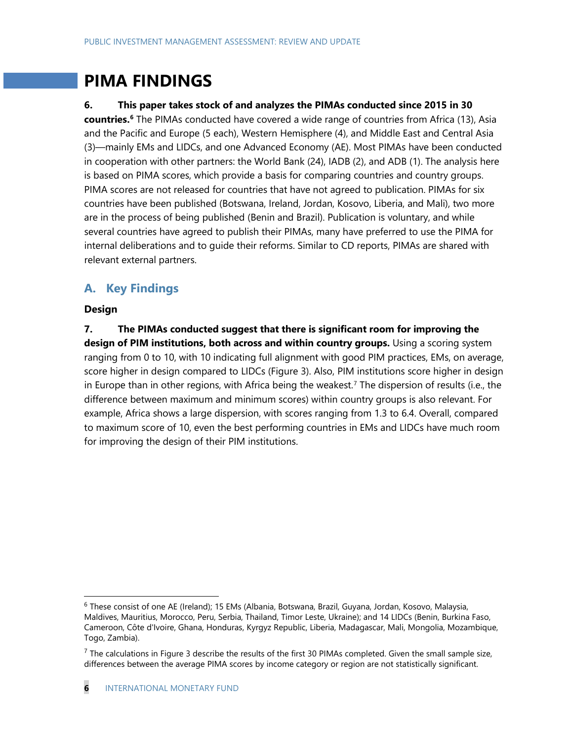# PIMA FINDINGS

**6. This paper takes stock of and analyzes the PIMAs conducted since 2015 in 30 countries.**[6] The PIMAs conducted have covered a wide range of countries from Africa (13), Asia and the Pacific and Europe (5 each), Western Hemisphere (4), and Middle East and Central Asia (3)—mainly EMs and LIDCs, and one Advanced Economy (AE). Most PIMAs have been conducted in cooperation with other partners: the World Bank (24), IADB (2), and ADB (1). The analysis here is based on PIMA scores, which provide a basis for comparing countries and country groups. PIMA scores are not released for countries that have not agreed to publication. PIMAs for six countries have been published (Botswana, Ireland, Jordan, Kosovo, Liberia, and Mali), two more are in the process of being published (Benin and Brazil). Publication is voluntary, and while several countries have agreed to publish their PIMAs, many have preferred to use the PIMA for internal deliberations and to guide their reforms. Similar to CD reports, PIMAs are shared with relevant external partners.

## A. Key Findings

### Design

**7. The PIMAs conducted suggest that there is significant room for improving the design of PIM institutions, both across and within country groups.** Using a scoring system ranging from 0 to 10, with 10 indicating full alignment with good PIM practices, EMs, on average, score higher in design compared to LIDCs (Figure 3). Also, PIM institutions score higher in design in Europe than in other regions, with Africa being the weakest.[7] The dispersion of results (i.e., the difference between maximum and minimum scores) within country groups is also relevant. For example, Africa shows a large dispersion, with scores ranging from 1.3 to 6.4. Overall, compared to maximum score of 10, even the best performing countries in EMs and LIDCs have much room for improving the design of their PIM institutions.

---

[6] These consist of one AE (Ireland); 15 EMs (Albania, Botswana, Brazil, Guyana, Jordan, Kosovo, Malaysia, Maldives, Mauritius, Morocco, Peru, Serbia, Thailand, Timor Leste, Ukraine); and 14 LIDCs (Benin, Burkina Faso, Cameroon, Côte d'Ivoire, Ghana, Honduras, Kyrgyz Republic, Liberia, Madagascar, Mali, Mongolia, Mozambique, Togo, Zambia).

[7] The calculations in Figure 3 describe the results of the first 30 PIMAs completed. Given the small sample size, differences between the average PIMA scores by income category or region are not statistically significant.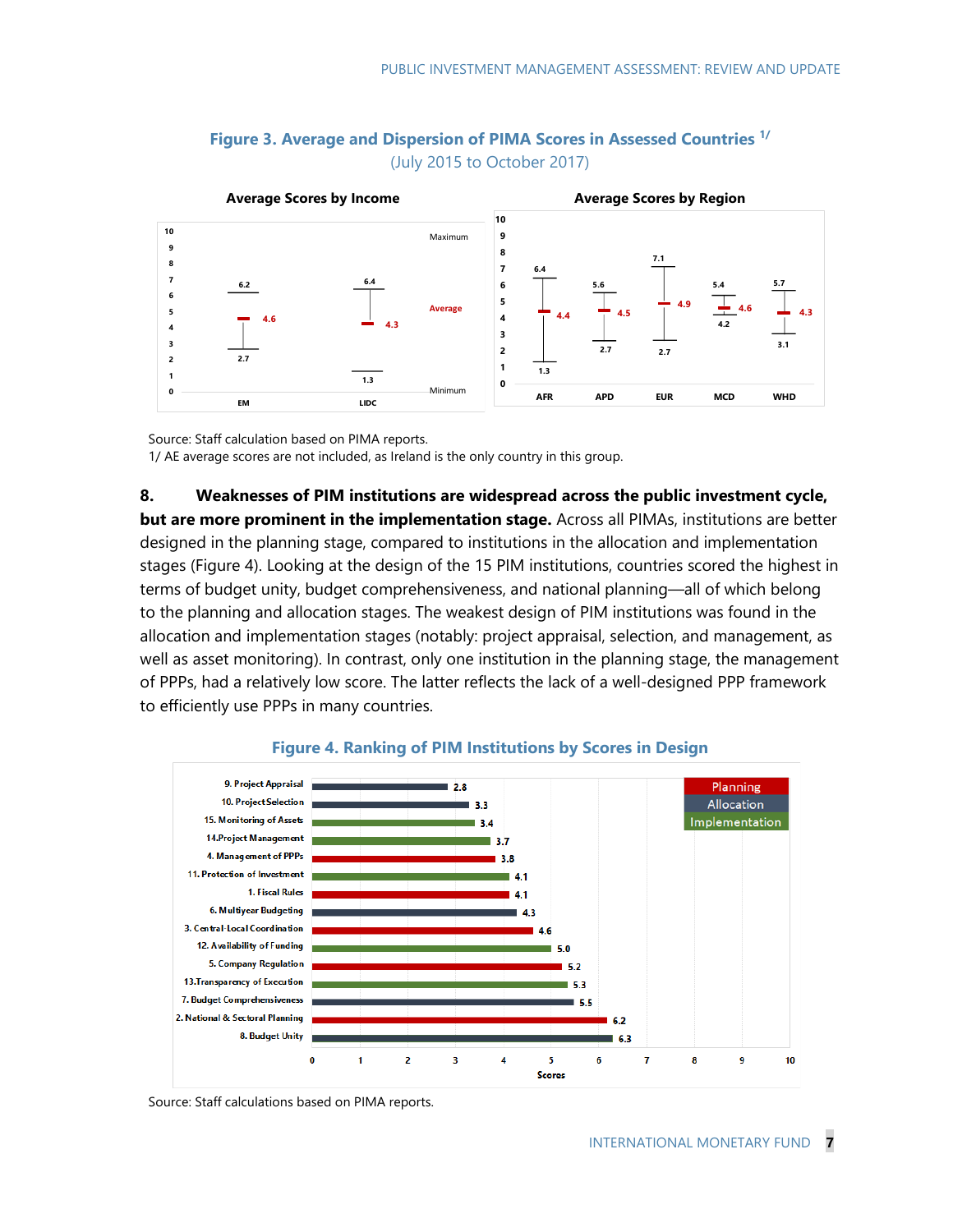**Figure 3. Average and Dispersion of PIMA Scores in Assessed Countries** [1/]
(July 2015 to October 2017)

**Average Scores by Income**

| | Minimum | Average | Maximum |
|---|---|---|---|
| EM | 2.7 | 4.6 | 6.2 |
| LIDC | 1.3 | 4.3 | 6.4 |

**Average Scores by Region**

| | Minimum | Average | Maximum |
|---|---|---|---|
| AFR | 1.3 | 4.4 | 6.4 |
| APD | 2.7 | 4.5 | 5.6 |
| EUR | 2.7 | 4.9 | 7.1 |
| MCD | 4.2 | 4.6 | 5.4 |
| WHD | 3.1 | 4.3 | 5.7 |

Source: Staff calculation based on PIMA reports.
1/ AE average scores are not included, as Ireland is the only country in this group.

8. **Weaknesses of PIM institutions are widespread across the public investment cycle, but are more prominent in the implementation stage.** Across all PIMAs, institutions are better designed in the planning stage, compared to institutions in the allocation and implementation stages (Figure 4). Looking at the design of the 15 PIM institutions, countries scored the highest in terms of budget unity, budget comprehensiveness, and national planning—all of which belong to the planning and allocation stages. The weakest design of PIM institutions was found in the allocation and implementation stages (notably: project appraisal, selection, and management, as well as asset monitoring). In contrast, only one institution in the planning stage, the management of PPPs, had a relatively low score. The latter reflects the lack of a well-designed PPP framework to efficiently use PPPs in many countries.

**Figure 4. Ranking of PIM Institutions by Scores in Design**

| Institution | Stage | Score |
|---|---|---|
| 9. Project Appraisal | Allocation | 2.8 |
| 10. Project Selection | Allocation | 3.3 |
| 15. Monitoring of Assets | Implementation | 3.4 |
| 14. Project Management | Implementation | 3.7 |
| 4. Management of PPPs | Planning | 3.8 |
| 11. Protection of Investment | Implementation | 4.1 |
| 1. Fiscal Rules | Planning | 4.1 |
| 6. Multiyear Budgeting | Allocation | 4.3 |
| 3. Central-Local Coordination | Planning | 4.6 |
| 12. Availability of Funding | Implementation | 5.0 |
| 5. Company Regulation | Planning | 5.2 |
| 13. Transparency of Execution | Implementation | 5.3 |
| 7. Budget Comprehensiveness | Allocation | 5.5 |
| 2. National & Sectoral Planning | Planning | 6.2 |
| 8. Budget Unity | Allocation | 6.3 |

Source: Staff calculations based on PIMA reports.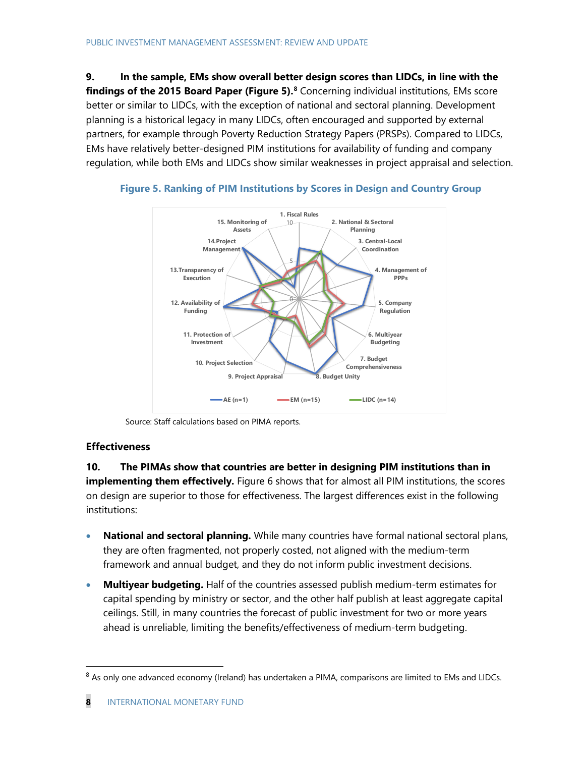**9. In the sample, EMs show overall better design scores than LIDCs, in line with the findings of the 2015 Board Paper (Figure 5).**[8] Concerning individual institutions, EMs score better or similar to LIDCs, with the exception of national and sectoral planning. Development planning is a historical legacy in many LIDCs, often encouraged and supported by external partners, for example through Poverty Reduction Strategy Papers (PRSPs). Compared to LIDCs, EMs have relatively better-designed PIM institutions for availability of funding and company regulation, while both EMs and LIDCs show similar weaknesses in project appraisal and selection.

**Figure 5. Ranking of PIM Institutions by Scores in Design and Country Group**

Source: Staff calculations based on PIMA reports.

## Effectiveness

**10. The PIMAs show that countries are better in designing PIM institutions than in implementing them effectively.** Figure 6 shows that for almost all PIM institutions, the scores on design are superior to those for effectiveness. The largest differences exist in the following institutions:

- **National and sectoral planning.** While many countries have formal national sectoral plans, they are often fragmented, not properly costed, not aligned with the medium-term framework and annual budget, and they do not inform public investment decisions.
- **Multiyear budgeting.** Half of the countries assessed publish medium-term estimates for capital spending by ministry or sector, and the other half publish at least aggregate capital ceilings. Still, in many countries the forecast of public investment for two or more years ahead is unreliable, limiting the benefits/effectiveness of medium-term budgeting.

---

[8] As only one advanced economy (Ireland) has undertaken a PIMA, comparisons are limited to EMs and LIDCs.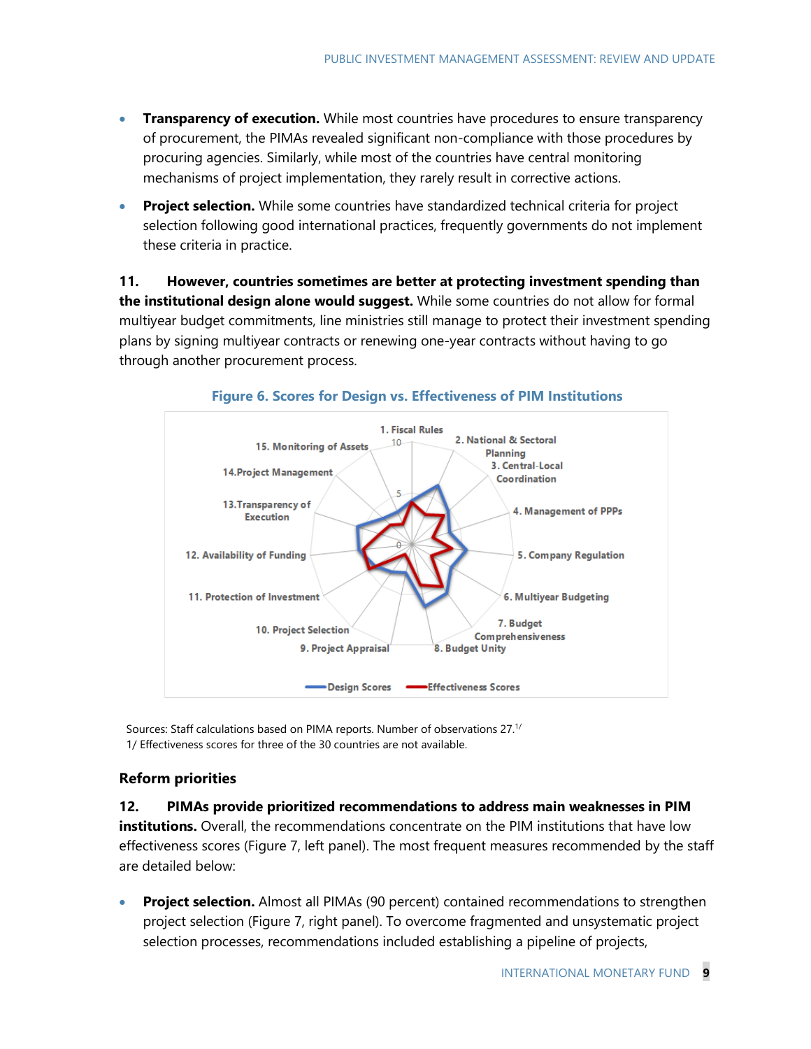- **Transparency of execution.** While most countries have procedures to ensure transparency of procurement, the PIMAs revealed significant non-compliance with those procedures by procuring agencies. Similarly, while most of the countries have central monitoring mechanisms of project implementation, they rarely result in corrective actions.
- **Project selection.** While some countries have standardized technical criteria for project selection following good international practices, frequently governments do not implement these criteria in practice.

**11. However, countries sometimes are better at protecting investment spending than the institutional design alone would suggest.** While some countries do not allow for formal multiyear budget commitments, line ministries still manage to protect their investment spending plans by signing multiyear contracts or renewing one-year contracts without having to go through another procurement process.

**Figure 6. Scores for Design vs. Effectiveness of PIM Institutions**

Sources: Staff calculations based on PIMA reports. Number of observations 27.[1/]
1/ Effectiveness scores for three of the 30 countries are not available.

### Reform priorities

**12. PIMAs provide prioritized recommendations to address main weaknesses in PIM institutions.** Overall, the recommendations concentrate on the PIM institutions that have low effectiveness scores (Figure 7, left panel). The most frequent measures recommended by the staff are detailed below:

- **Project selection.** Almost all PIMAs (90 percent) contained recommendations to strengthen project selection (Figure 7, right panel). To overcome fragmented and unsystematic project selection processes, recommendations included establishing a pipeline of projects,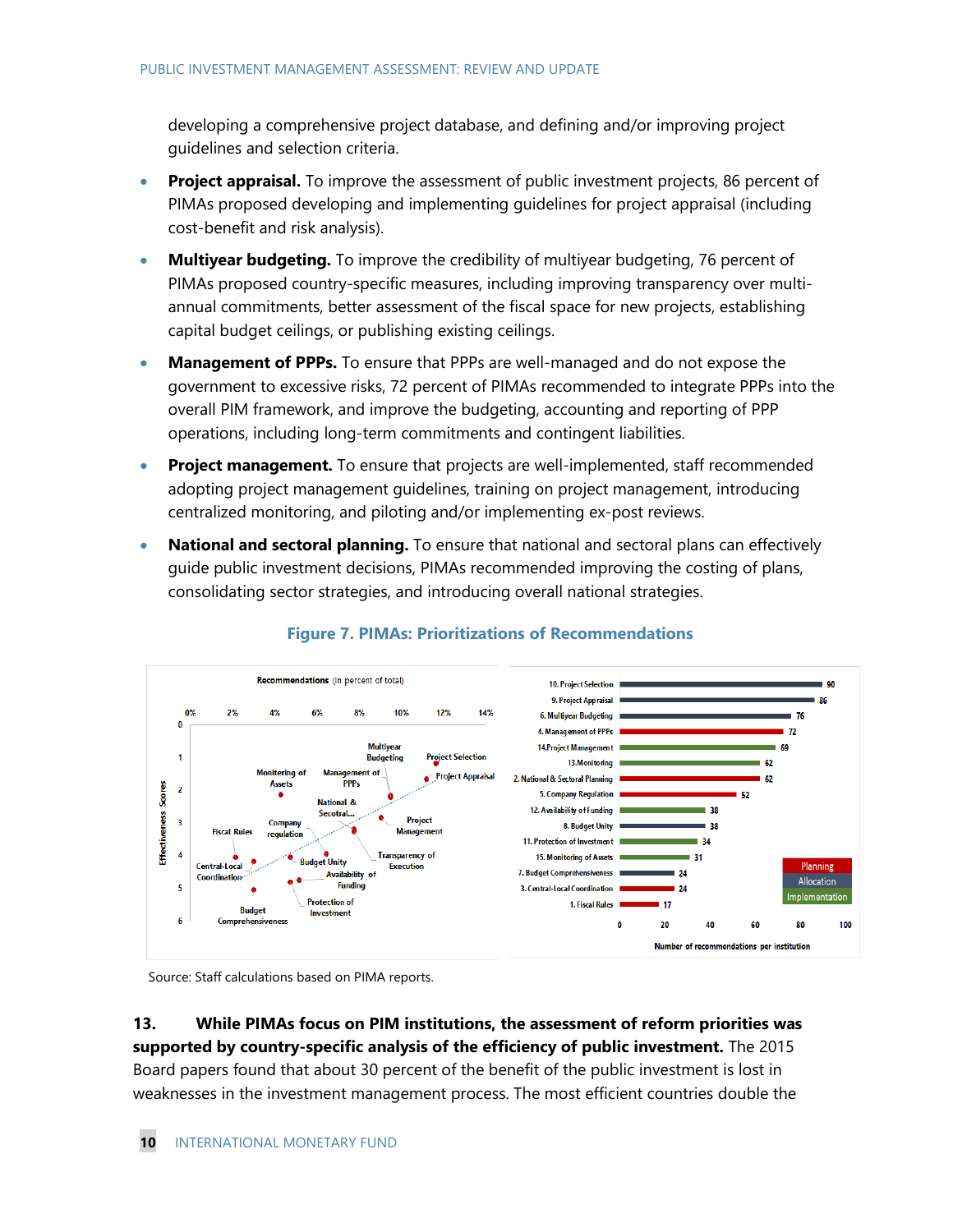developing a comprehensive project database, and defining and/or improving project guidelines and selection criteria.

- **Project appraisal.** To improve the assessment of public investment projects, 86 percent of PIMAs proposed developing and implementing guidelines for project appraisal (including cost-benefit and risk analysis).
- **Multiyear budgeting.** To improve the credibility of multiyear budgeting, 76 percent of PIMAs proposed country-specific measures, including improving transparency over multi-annual commitments, better assessment of the fiscal space for new projects, establishing capital budget ceilings, or publishing existing ceilings.
- **Management of PPPs.** To ensure that PPPs are well-managed and do not expose the government to excessive risks, 72 percent of PIMAs recommended to integrate PPPs into the overall PIM framework, and improve the budgeting, accounting and reporting of PPP operations, including long-term commitments and contingent liabilities.
- **Project management.** To ensure that projects are well-implemented, staff recommended adopting project management guidelines, training on project management, introducing centralized monitoring, and piloting and/or implementing ex-post reviews.
- **National and sectoral planning.** To ensure that national and sectoral plans can effectively guide public investment decisions, PIMAs recommended improving the costing of plans, consolidating sector strategies, and introducing overall national strategies.

**Figure 7. PIMAs: Prioritizations of Recommendations**

| Institution | Number of recommendations per institution | Category |
|---|---|---|
| 10. Project Selection | 90 | Allocation |
| 9. Project Appraisal | 86 | Allocation |
| 6. Multiyear Budgeting | 76 | Allocation |
| 4. Management of PPPs | 72 | Planning |
| 14. Project Management | 69 | Implementation |
| 13. Monitoring | 62 | Implementation |
| 2. National & Sectoral Planning | 62 | Planning |
| 5. Company Regulation | 52 | Planning |
| 12. Availability of Funding | 38 | Implementation |
| 8. Budget Unity | 38 | Allocation |
| 11. Protection of Investment | 34 | Implementation |
| 15. Monitoring of Assets | 31 | Implementation |
| 7. Budget Comprehensiveness | 24 | Allocation |
| 3. Central-Local Coordination | 24 | Planning |
| 1. Fiscal Rules | 17 | Planning |

Source: Staff calculations based on PIMA reports.

**13. While PIMAs focus on PIM institutions, the assessment of reform priorities was supported by country-specific analysis of the efficiency of public investment.** The 2015 Board papers found that about 30 percent of the benefit of the public investment is lost in weaknesses in the investment management process. The most efficient countries double the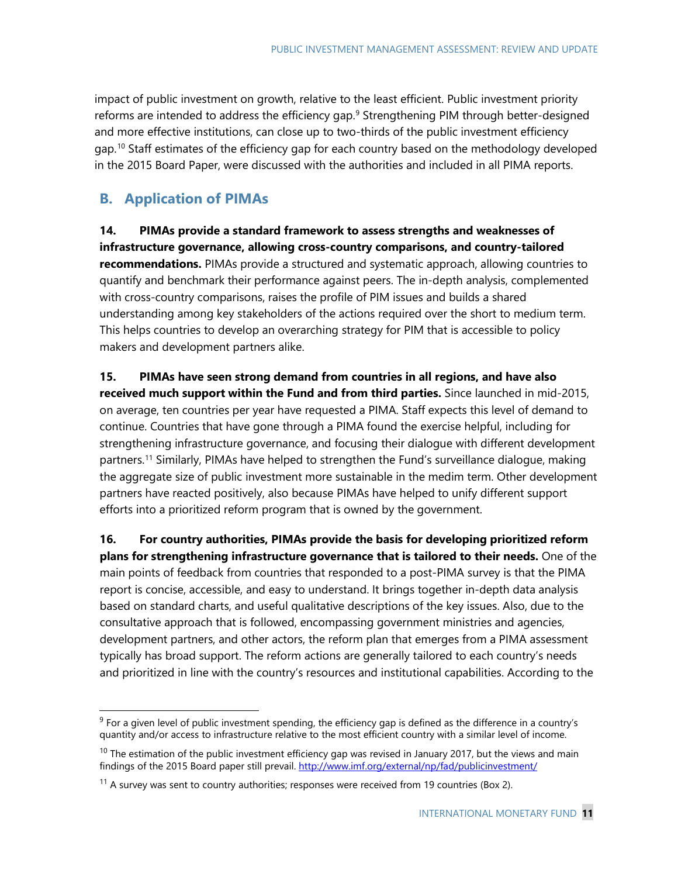impact of public investment on growth, relative to the least efficient. Public investment priority reforms are intended to address the efficiency gap.[9] Strengthening PIM through better-designed and more effective institutions, can close up to two-thirds of the public investment efficiency gap.[10] Staff estimates of the efficiency gap for each country based on the methodology developed in the 2015 Board Paper, were discussed with the authorities and included in all PIMA reports.

## B. Application of PIMAs

**14. PIMAs provide a standard framework to assess strengths and weaknesses of infrastructure governance, allowing cross-country comparisons, and country-tailored recommendations.** PIMAs provide a structured and systematic approach, allowing countries to quantify and benchmark their performance against peers. The in-depth analysis, complemented with cross-country comparisons, raises the profile of PIM issues and builds a shared understanding among key stakeholders of the actions required over the short to medium term. This helps countries to develop an overarching strategy for PIM that is accessible to policy makers and development partners alike.

**15. PIMAs have seen strong demand from countries in all regions, and have also received much support within the Fund and from third parties.** Since launched in mid-2015, on average, ten countries per year have requested a PIMA. Staff expects this level of demand to continue. Countries that have gone through a PIMA found the exercise helpful, including for strengthening infrastructure governance, and focusing their dialogue with different development partners.[11] Similarly, PIMAs have helped to strengthen the Fund's surveillance dialogue, making the aggregate size of public investment more sustainable in the medim term. Other development partners have reacted positively, also because PIMAs have helped to unify different support efforts into a prioritized reform program that is owned by the government.

**16. For country authorities, PIMAs provide the basis for developing prioritized reform plans for strengthening infrastructure governance that is tailored to their needs.** One of the main points of feedback from countries that responded to a post-PIMA survey is that the PIMA report is concise, accessible, and easy to understand. It brings together in-depth data analysis based on standard charts, and useful qualitative descriptions of the key issues. Also, due to the consultative approach that is followed, encompassing government ministries and agencies, development partners, and other actors, the reform plan that emerges from a PIMA assessment typically has broad support. The reform actions are generally tailored to each country's needs and prioritized in line with the country's resources and institutional capabilities. According to the

[9] For a given level of public investment spending, the efficiency gap is defined as the difference in a country's quantity and/or access to infrastructure relative to the most efficient country with a similar level of income.

[10] The estimation of the public investment efficiency gap was revised in January 2017, but the views and main findings of the 2015 Board paper still prevail. http://www.imf.org/external/np/fad/publicinvestment/

[11] A survey was sent to country authorities; responses were received from 19 countries (Box 2).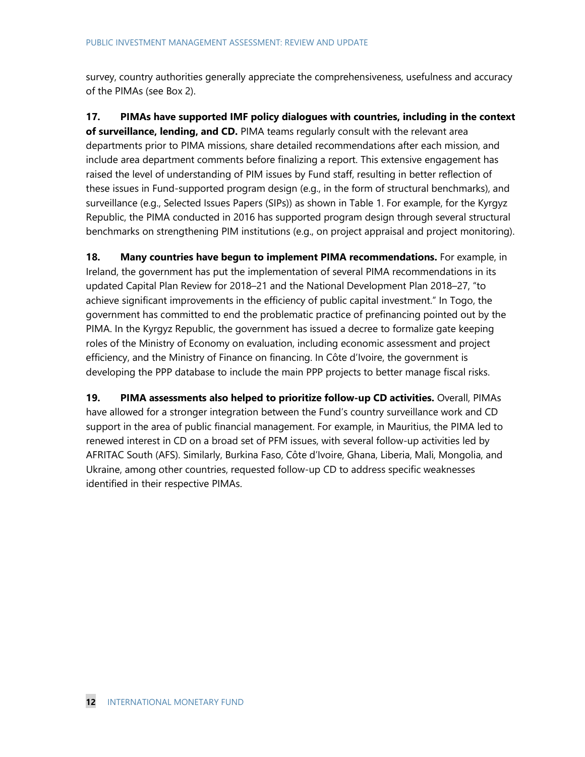survey, country authorities generally appreciate the comprehensiveness, usefulness and accuracy of the PIMAs (see Box 2).

**17. PIMAs have supported IMF policy dialogues with countries, including in the context of surveillance, lending, and CD.** PIMA teams regularly consult with the relevant area departments prior to PIMA missions, share detailed recommendations after each mission, and include area department comments before finalizing a report. This extensive engagement has raised the level of understanding of PIM issues by Fund staff, resulting in better reflection of these issues in Fund-supported program design (e.g., in the form of structural benchmarks), and surveillance (e.g., Selected Issues Papers (SIPs)) as shown in Table 1. For example, for the Kyrgyz Republic, the PIMA conducted in 2016 has supported program design through several structural benchmarks on strengthening PIM institutions (e.g., on project appraisal and project monitoring).

**18. Many countries have begun to implement PIMA recommendations.** For example, in Ireland, the government has put the implementation of several PIMA recommendations in its updated Capital Plan Review for 2018–21 and the National Development Plan 2018–27, "to achieve significant improvements in the efficiency of public capital investment." In Togo, the government has committed to end the problematic practice of prefinancing pointed out by the PIMA. In the Kyrgyz Republic, the government has issued a decree to formalize gate keeping roles of the Ministry of Economy on evaluation, including economic assessment and project efficiency, and the Ministry of Finance on financing. In Côte d'Ivoire, the government is developing the PPP database to include the main PPP projects to better manage fiscal risks.

**19. PIMA assessments also helped to prioritize follow-up CD activities.** Overall, PIMAs have allowed for a stronger integration between the Fund's country surveillance work and CD support in the area of public financial management. For example, in Mauritius, the PIMA led to renewed interest in CD on a broad set of PFM issues, with several follow-up activities led by AFRITAC South (AFS). Similarly, Burkina Faso, Côte d'Ivoire, Ghana, Liberia, Mali, Mongolia, and Ukraine, among other countries, requested follow-up CD to address specific weaknesses identified in their respective PIMAs.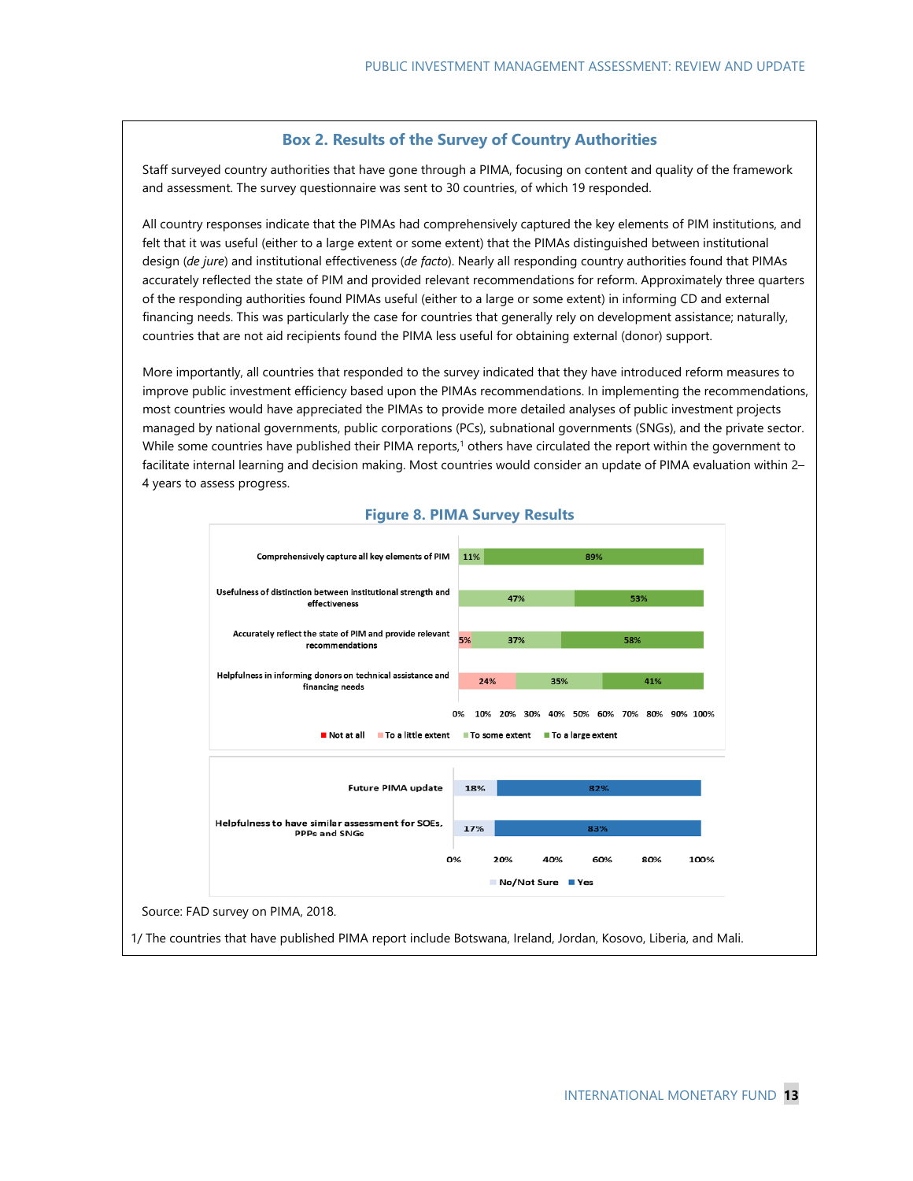## Box 2. Results of the Survey of Country Authorities

Staff surveyed country authorities that have gone through a PIMA, focusing on content and quality of the framework and assessment. The survey questionnaire was sent to 30 countries, of which 19 responded.

All country responses indicate that the PIMAs had comprehensively captured the key elements of PIM institutions, and felt that it was useful (either to a large extent or some extent) that the PIMAs distinguished between institutional design (*de jure*) and institutional effectiveness (*de facto*). Nearly all responding country authorities found that PIMAs accurately reflected the state of PIM and provided relevant recommendations for reform. Approximately three quarters of the responding authorities found PIMAs useful (either to a large or some extent) in informing CD and external financing needs. This was particularly the case for countries that generally rely on development assistance; naturally, countries that are not aid recipients found the PIMA less useful for obtaining external (donor) support.

More importantly, all countries that responded to the survey indicated that they have introduced reform measures to improve public investment efficiency based upon the PIMAs recommendations. In implementing the recommendations, most countries would have appreciated the PIMAs to provide more detailed analyses of public investment projects managed by national governments, public corporations (PCs), subnational governments (SNGs), and the private sector. While some countries have published their PIMA reports,[1] others have circulated the report within the government to facilitate internal learning and decision making. Most countries would consider an update of PIMA evaluation within 2–4 years to assess progress.

### Figure 8. PIMA Survey Results

| | Not at all | To a little extent | To some extent | To a large extent |
|---|---|---|---|---|
| Comprehensively capture all key elements of PIM | | | 11% | 89% |
| Usefulness of distinction between institutional strength and effectiveness | | | 47% | 53% |
| Accurately reflect the state of PIM and provide relevant recommendations | | 5% | 37% | 58% |
| Helpfulness in informing donors on technical assistance and financing needs | | 24% | 35% | 41% |

| | No/Not Sure | Yes |
|---|---|---|
| Future PIMA update | 18% | 82% |
| Helpfulness to have similar assessment for SOEs, PPPs and SNGs | 17% | 83% |

Source: FAD survey on PIMA, 2018.

1/ The countries that have published PIMA report include Botswana, Ireland, Jordan, Kosovo, Liberia, and Mali.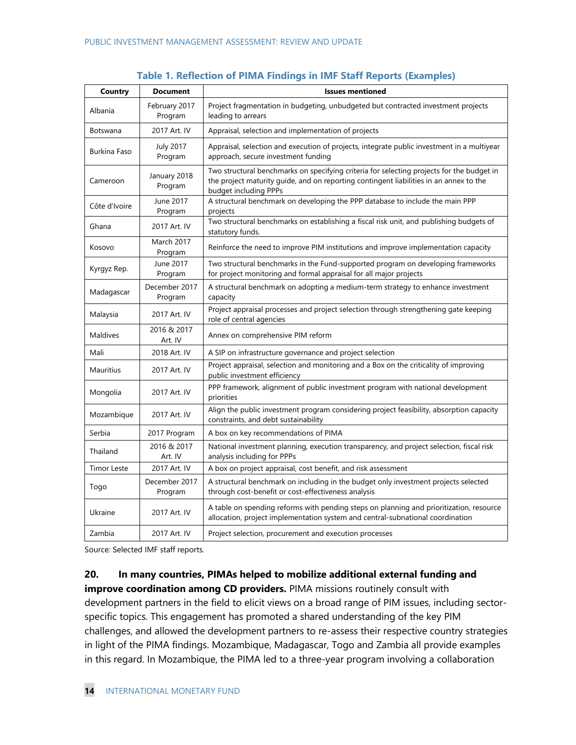**Table 1. Reflection of PIMA Findings in IMF Staff Reports (Examples)**

| Country | Document | Issues mentioned |
|---|---|---|
| Albania | February 2017 Program | Project fragmentation in budgeting, unbudgeted but contracted investment projects leading to arrears |
| Botswana | 2017 Art. IV | Appraisal, selection and implementation of projects |
| Burkina Faso | July 2017 Program | Appraisal, selection and execution of projects, integrate public investment in a multiyear approach, secure investment funding |
| Cameroon | January 2018 Program | Two structural benchmarks on specifying criteria for selecting projects for the budget in the project maturity guide, and on reporting contingent liabilities in an annex to the budget including PPPs |
| Côte d'Ivoire | June 2017 Program | A structural benchmark on developing the PPP database to include the main PPP projects |
| Ghana | 2017 Art. IV | Two structural benchmarks on establishing a fiscal risk unit, and publishing budgets of statutory funds. |
| Kosovo | March 2017 Program | Reinforce the need to improve PIM institutions and improve implementation capacity |
| Kyrgyz Rep. | June 2017 Program | Two structural benchmarks in the Fund-supported program on developing frameworks for project monitoring and formal appraisal for all major projects |
| Madagascar | December 2017 Program | A structural benchmark on adopting a medium-term strategy to enhance investment capacity |
| Malaysia | 2017 Art. IV | Project appraisal processes and project selection through strengthening gate keeping role of central agencies |
| Maldives | 2016 & 2017 Art. IV | Annex on comprehensive PIM reform |
| Mali | 2018 Art. IV | A SIP on infrastructure governance and project selection |
| Mauritius | 2017 Art. IV | Project appraisal, selection and monitoring and a Box on the criticality of improving public investment efficiency |
| Mongolia | 2017 Art. IV | PPP framework, alignment of public investment program with national development priorities |
| Mozambique | 2017 Art. IV | Align the public investment program considering project feasibility, absorption capacity constraints, and debt sustainability |
| Serbia | 2017 Program | A box on key recommendations of PIMA |
| Thailand | 2016 & 2017 Art. IV | National investment planning, execution transparency, and project selection, fiscal risk analysis including for PPPs |
| Timor Leste | 2017 Art. IV | A box on project appraisal, cost benefit, and risk assessment |
| Togo | December 2017 Program | A structural benchmark on including in the budget only investment projects selected through cost-benefit or cost-effectiveness analysis |
| Ukraine | 2017 Art. IV | A table on spending reforms with pending steps on planning and prioritization, resource allocation, project implementation system and central-subnational coordination |
| Zambia | 2017 Art. IV | Project selection, procurement and execution processes |

Source: Selected IMF staff reports.

**20. In many countries, PIMAs helped to mobilize additional external funding and improve coordination among CD providers.** PIMA missions routinely consult with development partners in the field to elicit views on a broad range of PIM issues, including sector-specific topics. This engagement has promoted a shared understanding of the key PIM challenges, and allowed the development partners to re-assess their respective country strategies in light of the PIMA findings. Mozambique, Madagascar, Togo and Zambia all provide examples in this regard. In Mozambique, the PIMA led to a three-year program involving a collaboration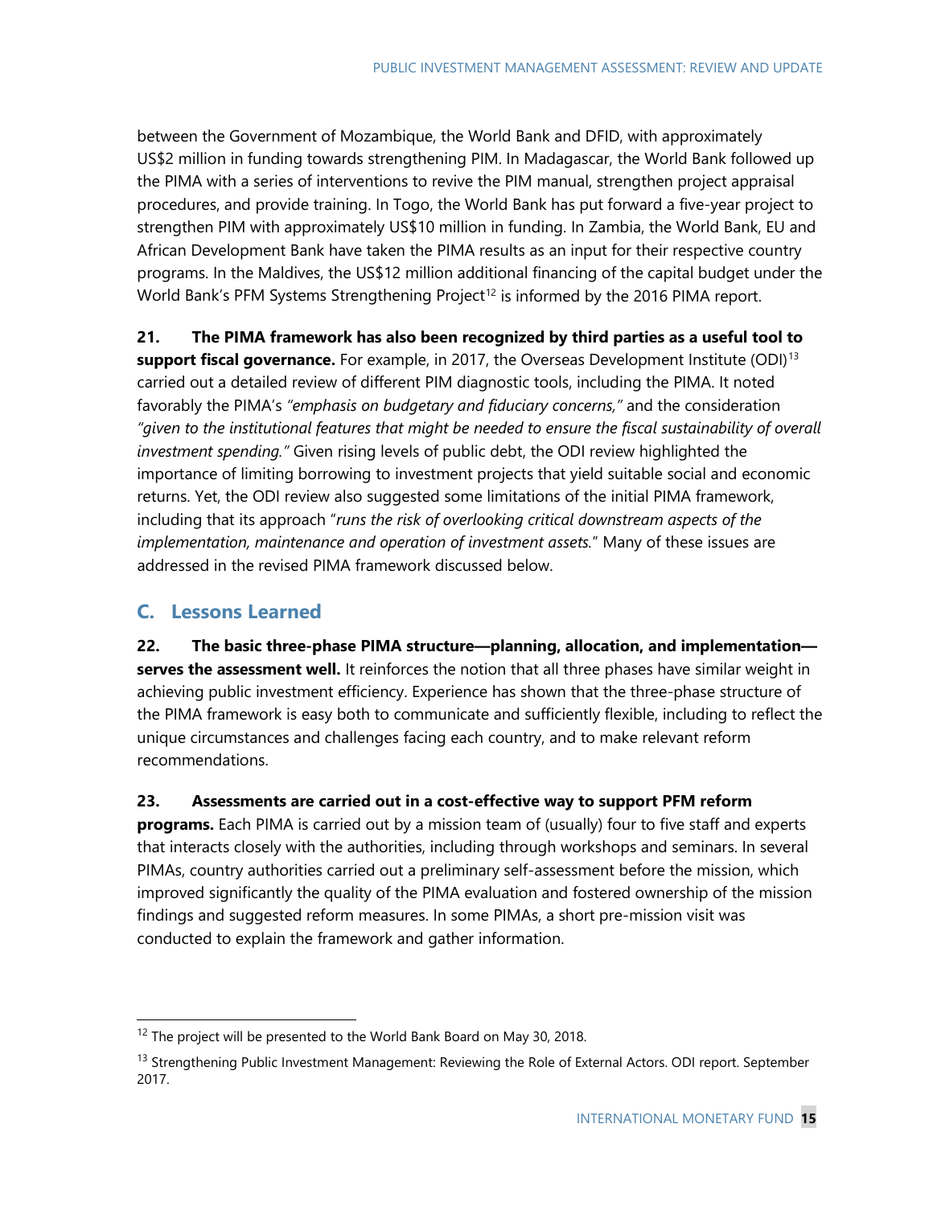between the Government of Mozambique, the World Bank and DFID, with approximately US$2 million in funding towards strengthening PIM. In Madagascar, the World Bank followed up the PIMA with a series of interventions to revive the PIM manual, strengthen project appraisal procedures, and provide training. In Togo, the World Bank has put forward a five-year project to strengthen PIM with approximately US$10 million in funding. In Zambia, the World Bank, EU and African Development Bank have taken the PIMA results as an input for their respective country programs. In the Maldives, the US$12 million additional financing of the capital budget under the World Bank's PFM Systems Strengthening Project[12] is informed by the 2016 PIMA report.

**21. The PIMA framework has also been recognized by third parties as a useful tool to support fiscal governance.** For example, in 2017, the Overseas Development Institute (ODI)[13] carried out a detailed review of different PIM diagnostic tools, including the PIMA. It noted favorably the PIMA's *"emphasis on budgetary and fiduciary concerns,"* and the consideration *"given to the institutional features that might be needed to ensure the fiscal sustainability of overall investment spending."* Given rising levels of public debt, the ODI review highlighted the importance of limiting borrowing to investment projects that yield suitable social and economic returns. Yet, the ODI review also suggested some limitations of the initial PIMA framework, including that its approach "*runs the risk of overlooking critical downstream aspects of the implementation, maintenance and operation of investment assets*." Many of these issues are addressed in the revised PIMA framework discussed below.

## C. Lessons Learned

**22. The basic three-phase PIMA structure—planning, allocation, and implementation—serves the assessment well.** It reinforces the notion that all three phases have similar weight in achieving public investment efficiency. Experience has shown that the three-phase structure of the PIMA framework is easy both to communicate and sufficiently flexible, including to reflect the unique circumstances and challenges facing each country, and to make relevant reform recommendations.

**23. Assessments are carried out in a cost-effective way to support PFM reform programs.** Each PIMA is carried out by a mission team of (usually) four to five staff and experts that interacts closely with the authorities, including through workshops and seminars. In several PIMAs, country authorities carried out a preliminary self-assessment before the mission, which improved significantly the quality of the PIMA evaluation and fostered ownership of the mission findings and suggested reform measures. In some PIMAs, a short pre-mission visit was conducted to explain the framework and gather information.

---

[12] The project will be presented to the World Bank Board on May 30, 2018.

[13] Strengthening Public Investment Management: Reviewing the Role of External Actors. ODI report. September 2017.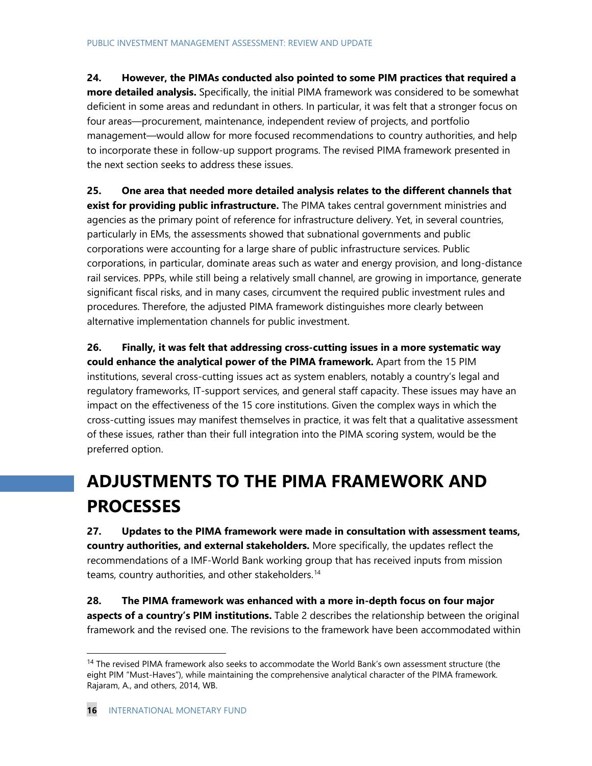**24. However, the PIMAs conducted also pointed to some PIM practices that required a more detailed analysis.** Specifically, the initial PIMA framework was considered to be somewhat deficient in some areas and redundant in others. In particular, it was felt that a stronger focus on four areas—procurement, maintenance, independent review of projects, and portfolio management—would allow for more focused recommendations to country authorities, and help to incorporate these in follow-up support programs. The revised PIMA framework presented in the next section seeks to address these issues.

**25. One area that needed more detailed analysis relates to the different channels that exist for providing public infrastructure.** The PIMA takes central government ministries and agencies as the primary point of reference for infrastructure delivery. Yet, in several countries, particularly in EMs, the assessments showed that subnational governments and public corporations were accounting for a large share of public infrastructure services. Public corporations, in particular, dominate areas such as water and energy provision, and long-distance rail services. PPPs, while still being a relatively small channel, are growing in importance, generate significant fiscal risks, and in many cases, circumvent the required public investment rules and procedures. Therefore, the adjusted PIMA framework distinguishes more clearly between alternative implementation channels for public investment.

**26. Finally, it was felt that addressing cross-cutting issues in a more systematic way could enhance the analytical power of the PIMA framework.** Apart from the 15 PIM institutions, several cross-cutting issues act as system enablers, notably a country's legal and regulatory frameworks, IT-support services, and general staff capacity. These issues may have an impact on the effectiveness of the 15 core institutions. Given the complex ways in which the cross-cutting issues may manifest themselves in practice, it was felt that a qualitative assessment of these issues, rather than their full integration into the PIMA scoring system, would be the preferred option.

# ADJUSTMENTS TO THE PIMA FRAMEWORK AND PROCESSES

**27. Updates to the PIMA framework were made in consultation with assessment teams, country authorities, and external stakeholders.** More specifically, the updates reflect the recommendations of a IMF-World Bank working group that has received inputs from mission teams, country authorities, and other stakeholders.[14]

**28. The PIMA framework was enhanced with a more in-depth focus on four major aspects of a country's PIM institutions.** Table 2 describes the relationship between the original framework and the revised one. The revisions to the framework have been accommodated within

[14] The revised PIMA framework also seeks to accommodate the World Bank's own assessment structure (the eight PIM "Must-Haves"), while maintaining the comprehensive analytical character of the PIMA framework. Rajaram, A., and others, 2014, WB.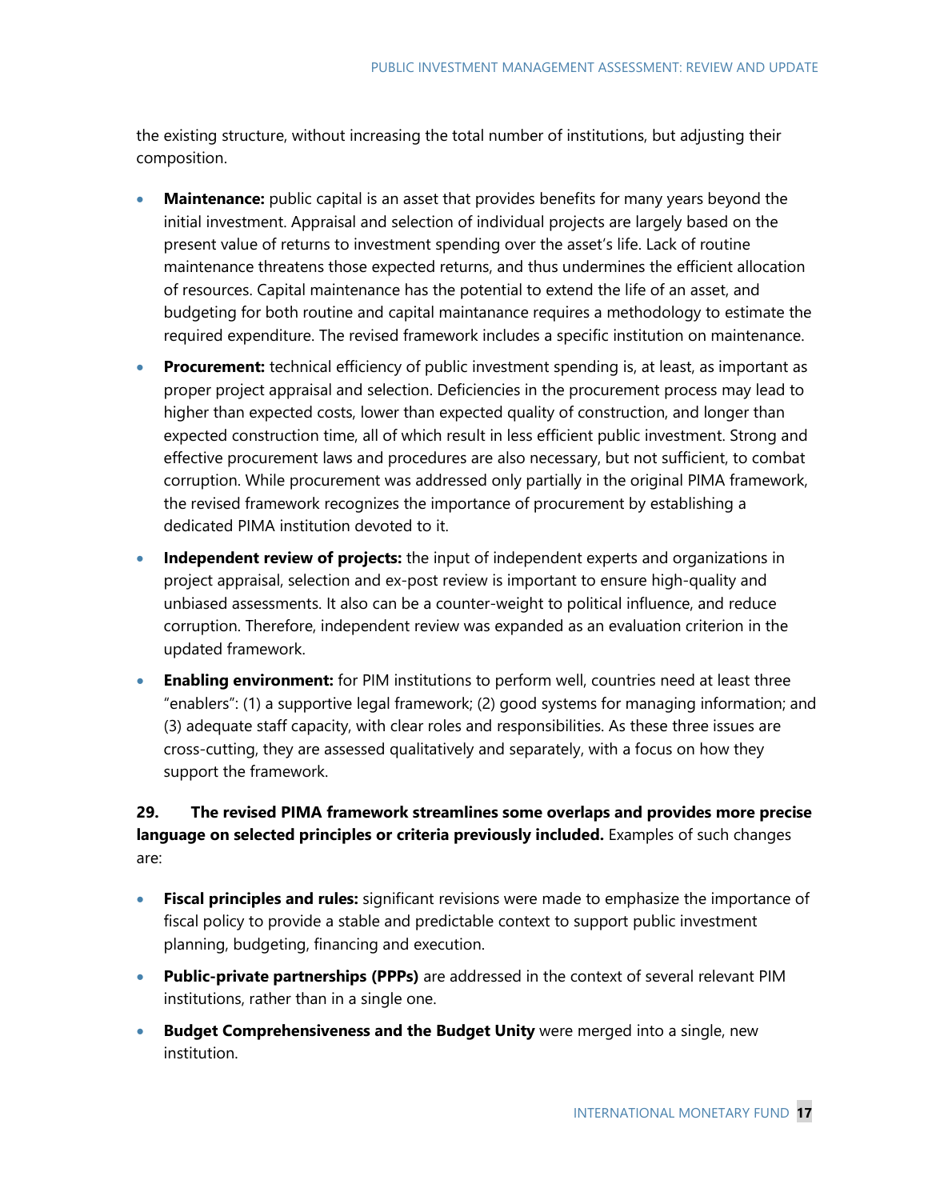the existing structure, without increasing the total number of institutions, but adjusting their composition.

- **Maintenance:** public capital is an asset that provides benefits for many years beyond the initial investment. Appraisal and selection of individual projects are largely based on the present value of returns to investment spending over the asset's life. Lack of routine maintenance threatens those expected returns, and thus undermines the efficient allocation of resources. Capital maintenance has the potential to extend the life of an asset, and budgeting for both routine and capital maintanance requires a methodology to estimate the required expenditure. The revised framework includes a specific institution on maintenance.
- **Procurement:** technical efficiency of public investment spending is, at least, as important as proper project appraisal and selection. Deficiencies in the procurement process may lead to higher than expected costs, lower than expected quality of construction, and longer than expected construction time, all of which result in less efficient public investment. Strong and effective procurement laws and procedures are also necessary, but not sufficient, to combat corruption. While procurement was addressed only partially in the original PIMA framework, the revised framework recognizes the importance of procurement by establishing a dedicated PIMA institution devoted to it.
- **Independent review of projects:** the input of independent experts and organizations in project appraisal, selection and ex-post review is important to ensure high-quality and unbiased assessments. It also can be a counter-weight to political influence, and reduce corruption. Therefore, independent review was expanded as an evaluation criterion in the updated framework.
- **Enabling environment:** for PIM institutions to perform well, countries need at least three "enablers": (1) a supportive legal framework; (2) good systems for managing information; and (3) adequate staff capacity, with clear roles and responsibilities. As these three issues are cross-cutting, they are assessed qualitatively and separately, with a focus on how they support the framework.

**29. The revised PIMA framework streamlines some overlaps and provides more precise language on selected principles or criteria previously included.** Examples of such changes are:

- **Fiscal principles and rules:** significant revisions were made to emphasize the importance of fiscal policy to provide a stable and predictable context to support public investment planning, budgeting, financing and execution.
- **Public-private partnerships (PPPs)** are addressed in the context of several relevant PIM institutions, rather than in a single one.
- **Budget Comprehensiveness and the Budget Unity** were merged into a single, new institution.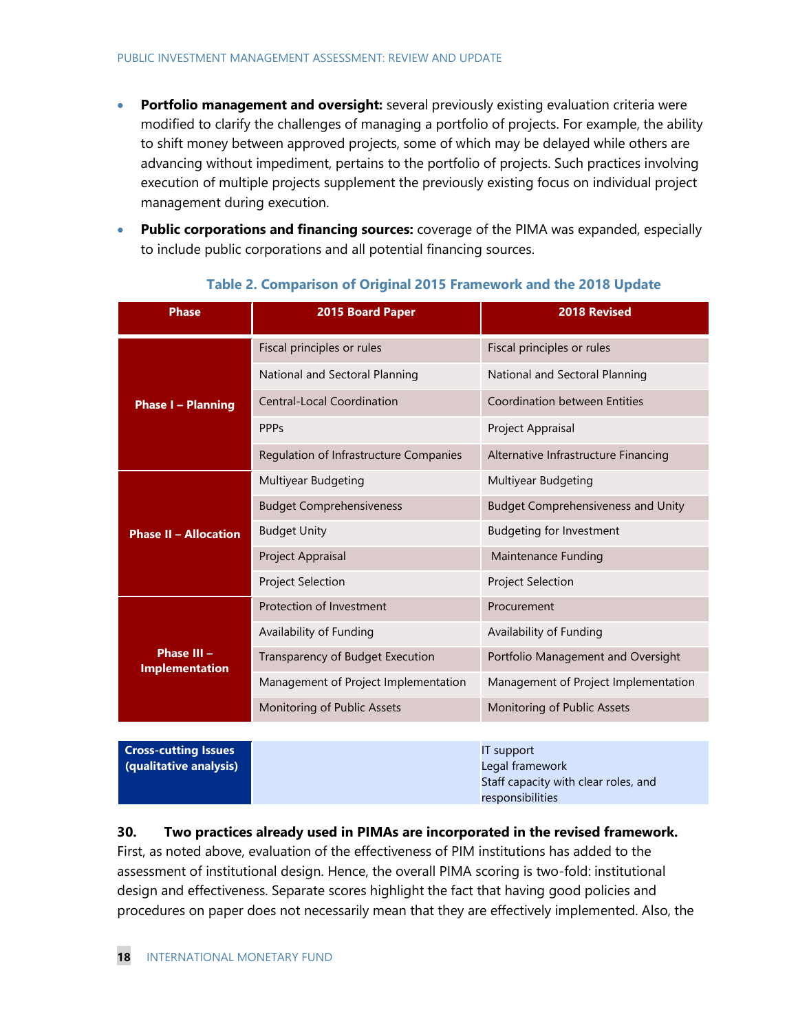- **Portfolio management and oversight:** several previously existing evaluation criteria were modified to clarify the challenges of managing a portfolio of projects. For example, the ability to shift money between approved projects, some of which may be delayed while others are advancing without impediment, pertains to the portfolio of projects. Such practices involving execution of multiple projects supplement the previously existing focus on individual project management during execution.
- **Public corporations and financing sources:** coverage of the PIMA was expanded, especially to include public corporations and all potential financing sources.

**Table 2. Comparison of Original 2015 Framework and the 2018 Update**

| Phase | 2015 Board Paper | 2018 Revised |
|---|---|---|
| Phase I – Planning | Fiscal principles or rules | Fiscal principles or rules |
| | National and Sectoral Planning | National and Sectoral Planning |
| | Central-Local Coordination | Coordination between Entities |
| | PPPs | Project Appraisal |
| | Regulation of Infrastructure Companies | Alternative Infrastructure Financing |
| Phase II – Allocation | Multiyear Budgeting | Multiyear Budgeting |
| | Budget Comprehensiveness | Budget Comprehensiveness and Unity |
| | Budget Unity | Budgeting for Investment |
| | Project Appraisal | Maintenance Funding |
| | Project Selection | Project Selection |
| Phase III – Implementation | Protection of Investment | Procurement |
| | Availability of Funding | Availability of Funding |
| | Transparency of Budget Execution | Portfolio Management and Oversight |
| | Management of Project Implementation | Management of Project Implementation |
| | Monitoring of Public Assets | Monitoring of Public Assets |
| Cross-cutting Issues (qualitative analysis) | | IT support<br>Legal framework<br>Staff capacity with clear roles, and responsibilities |

**30. Two practices already used in PIMAs are incorporated in the revised framework.** First, as noted above, evaluation of the effectiveness of PIM institutions has added to the assessment of institutional design. Hence, the overall PIMA scoring is two-fold: institutional design and effectiveness. Separate scores highlight the fact that having good policies and procedures on paper does not necessarily mean that they are effectively implemented. Also, the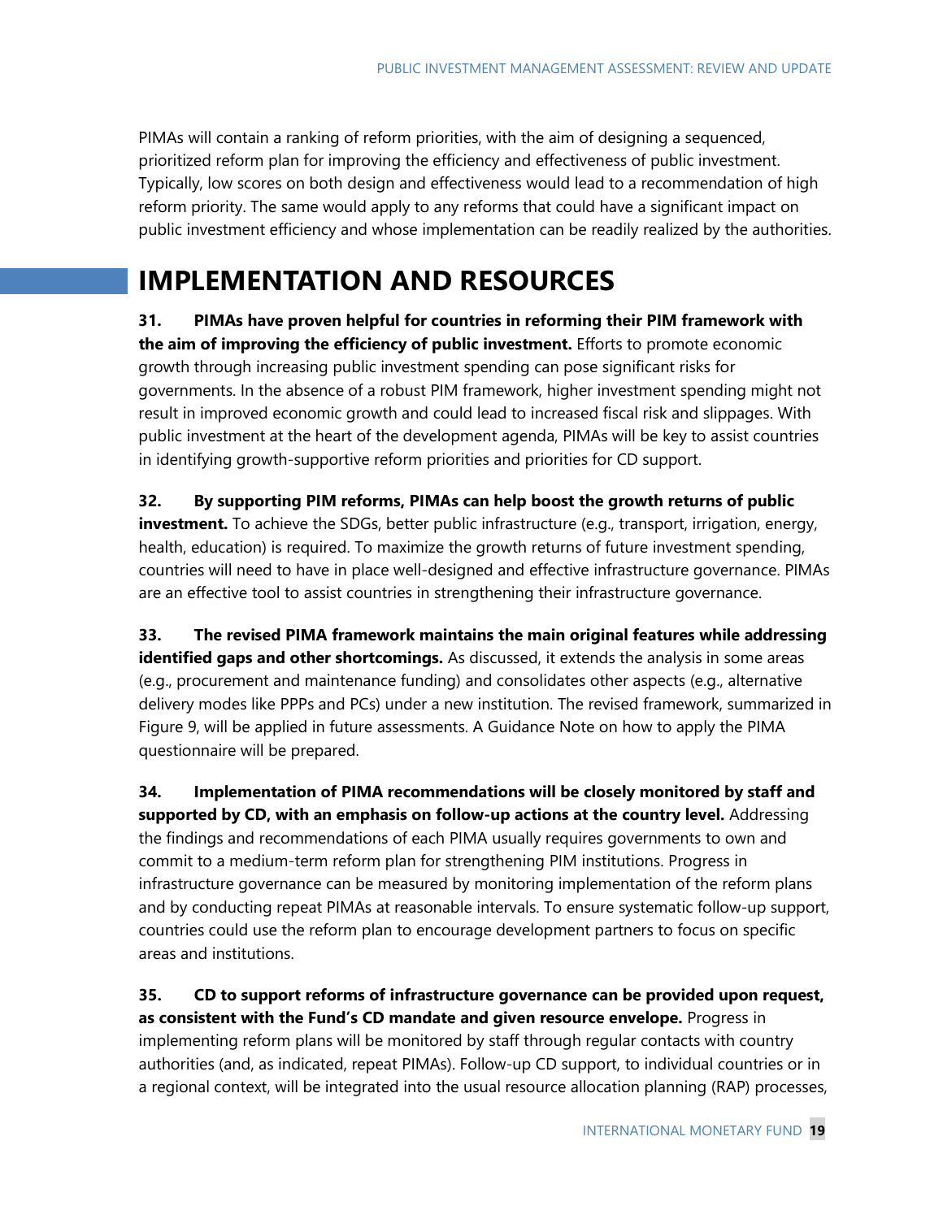PIMAs will contain a ranking of reform priorities, with the aim of designing a sequenced, prioritized reform plan for improving the efficiency and effectiveness of public investment. Typically, low scores on both design and effectiveness would lead to a recommendation of high reform priority. The same would apply to any reforms that could have a significant impact on public investment efficiency and whose implementation can be readily realized by the authorities.

## IMPLEMENTATION AND RESOURCES

**31. PIMAs have proven helpful for countries in reforming their PIM framework with the aim of improving the efficiency of public investment.** Efforts to promote economic growth through increasing public investment spending can pose significant risks for governments. In the absence of a robust PIM framework, higher investment spending might not result in improved economic growth and could lead to increased fiscal risk and slippages. With public investment at the heart of the development agenda, PIMAs will be key to assist countries in identifying growth-supportive reform priorities and priorities for CD support.

**32. By supporting PIM reforms, PIMAs can help boost the growth returns of public investment.** To achieve the SDGs, better public infrastructure (e.g., transport, irrigation, energy, health, education) is required. To maximize the growth returns of future investment spending, countries will need to have in place well-designed and effective infrastructure governance. PIMAs are an effective tool to assist countries in strengthening their infrastructure governance.

**33. The revised PIMA framework maintains the main original features while addressing identified gaps and other shortcomings.** As discussed, it extends the analysis in some areas (e.g., procurement and maintenance funding) and consolidates other aspects (e.g., alternative delivery modes like PPPs and PCs) under a new institution. The revised framework, summarized in Figure 9, will be applied in future assessments. A Guidance Note on how to apply the PIMA questionnaire will be prepared.

**34. Implementation of PIMA recommendations will be closely monitored by staff and supported by CD, with an emphasis on follow-up actions at the country level.** Addressing the findings and recommendations of each PIMA usually requires governments to own and commit to a medium-term reform plan for strengthening PIM institutions. Progress in infrastructure governance can be measured by monitoring implementation of the reform plans and by conducting repeat PIMAs at reasonable intervals. To ensure systematic follow-up support, countries could use the reform plan to encourage development partners to focus on specific areas and institutions.

**35. CD to support reforms of infrastructure governance can be provided upon request, as consistent with the Fund's CD mandate and given resource envelope.** Progress in implementing reform plans will be monitored by staff through regular contacts with country authorities (and, as indicated, repeat PIMAs). Follow-up CD support, to individual countries or in a regional context, will be integrated into the usual resource allocation planning (RAP) processes,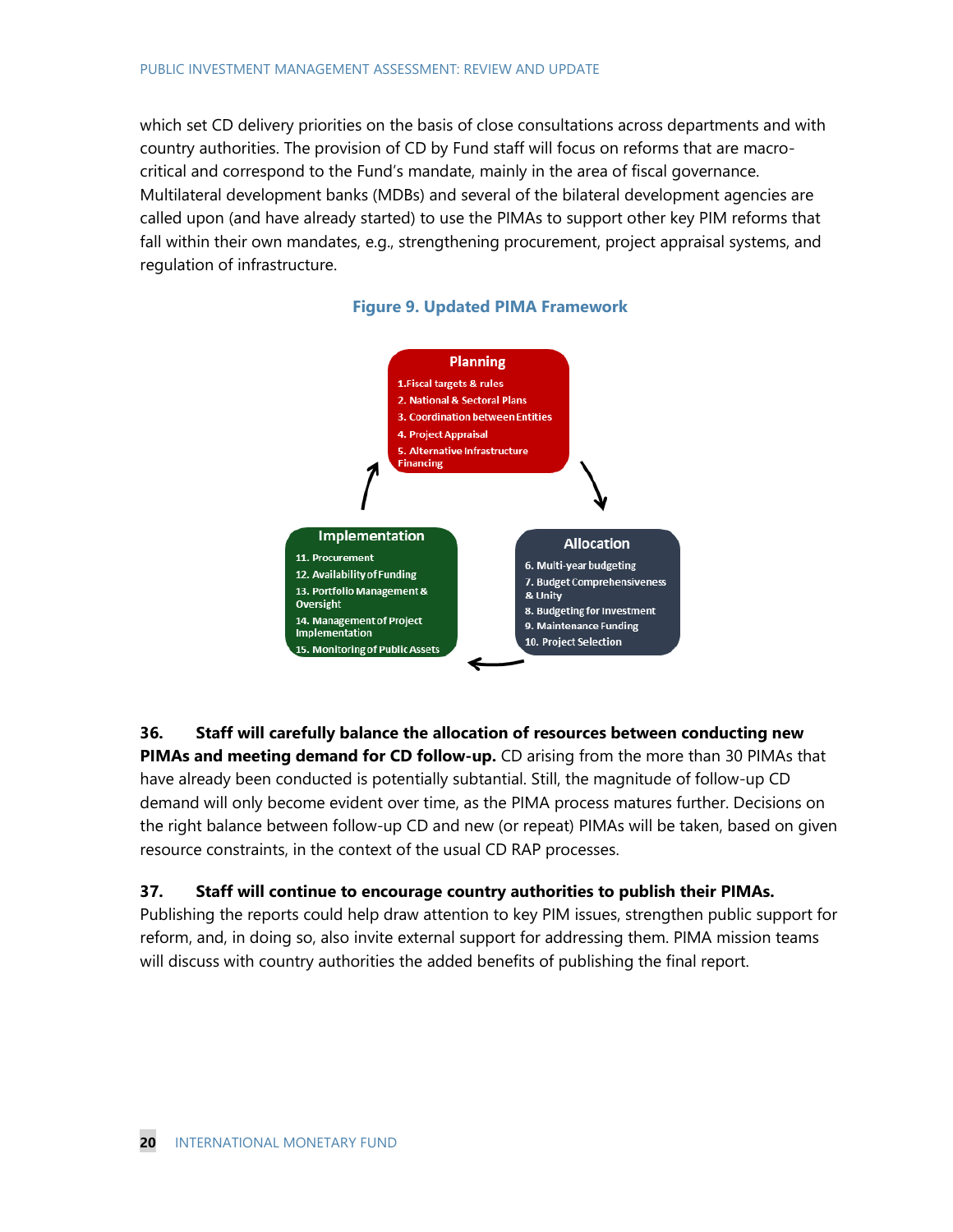which set CD delivery priorities on the basis of close consultations across departments and with country authorities. The provision of CD by Fund staff will focus on reforms that are macro-critical and correspond to the Fund's mandate, mainly in the area of fiscal governance. Multilateral development banks (MDBs) and several of the bilateral development agencies are called upon (and have already started) to use the PIMAs to support other key PIM reforms that fall within their own mandates, e.g., strengthening procurement, project appraisal systems, and regulation of infrastructure.

**Figure 9. Updated PIMA Framework**

**Planning**
1. Fiscal targets & rules
2. National & Sectoral Plans
3. Coordination between Entities
4. Project Appraisal
5. Alternative Infrastructure Financing

**Allocation**
6. Multi-year budgeting
7. Budget Comprehensiveness & Unity
8. Budgeting for Investment
9. Maintenance Funding
10. Project Selection

**Implementation**
11. Procurement
12. Availability of Funding
13. Portfolio Management & Oversight
14. Management of Project Implementation
15. Monitoring of Public Assets

**36. Staff will carefully balance the allocation of resources between conducting new PIMAs and meeting demand for CD follow-up.** CD arising from the more than 30 PIMAs that have already been conducted is potentially subtantial. Still, the magnitude of follow-up CD demand will only become evident over time, as the PIMA process matures further. Decisions on the right balance between follow-up CD and new (or repeat) PIMAs will be taken, based on given resource constraints, in the context of the usual CD RAP processes.

**37. Staff will continue to encourage country authorities to publish their PIMAs.** Publishing the reports could help draw attention to key PIM issues, strengthen public support for reform, and, in doing so, also invite external support for addressing them. PIMA mission teams will discuss with country authorities the added benefits of publishing the final report.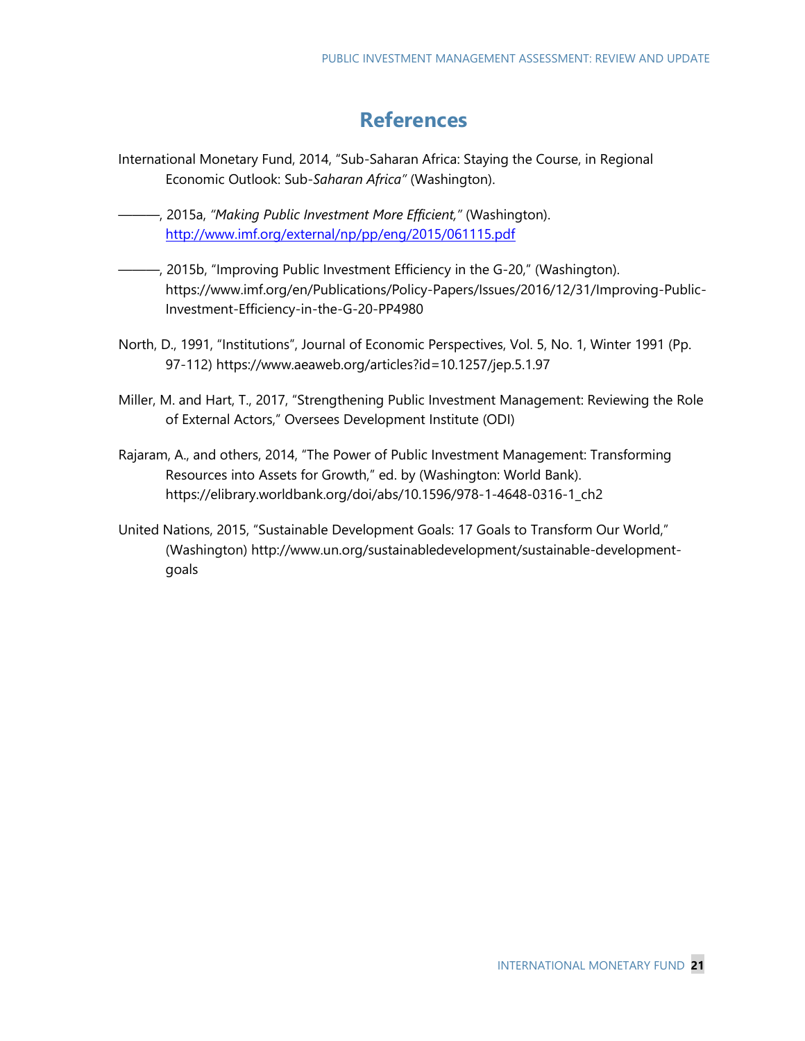# References

International Monetary Fund, 2014, “Sub-Saharan Africa: Staying the Course, in Regional Economic Outlook: Sub-*Saharan Africa*” (Washington).

———, 2015a, *“Making Public Investment More Efficient,”* (Washington). http://www.imf.org/external/np/pp/eng/2015/061115.pdf

———, 2015b, “Improving Public Investment Efficiency in the G-20,” (Washington). https://www.imf.org/en/Publications/Policy-Papers/Issues/2016/12/31/Improving-Public-Investment-Efficiency-in-the-G-20-PP4980

North, D., 1991, “Institutions”, Journal of Economic Perspectives, Vol. 5, No. 1, Winter 1991 (Pp. 97-112) https://www.aeaweb.org/articles?id=10.1257/jep.5.1.97

Miller, M. and Hart, T., 2017, “Strengthening Public Investment Management: Reviewing the Role of External Actors,” Oversees Development Institute (ODI)

Rajaram, A., and others, 2014, “The Power of Public Investment Management: Transforming Resources into Assets for Growth,” ed. by (Washington: World Bank). https://elibrary.worldbank.org/doi/abs/10.1596/978-1-4648-0316-1_ch2

United Nations, 2015, “Sustainable Development Goals: 17 Goals to Transform Our World,” (Washington) http://www.un.org/sustainabledevelopment/sustainable-development-goals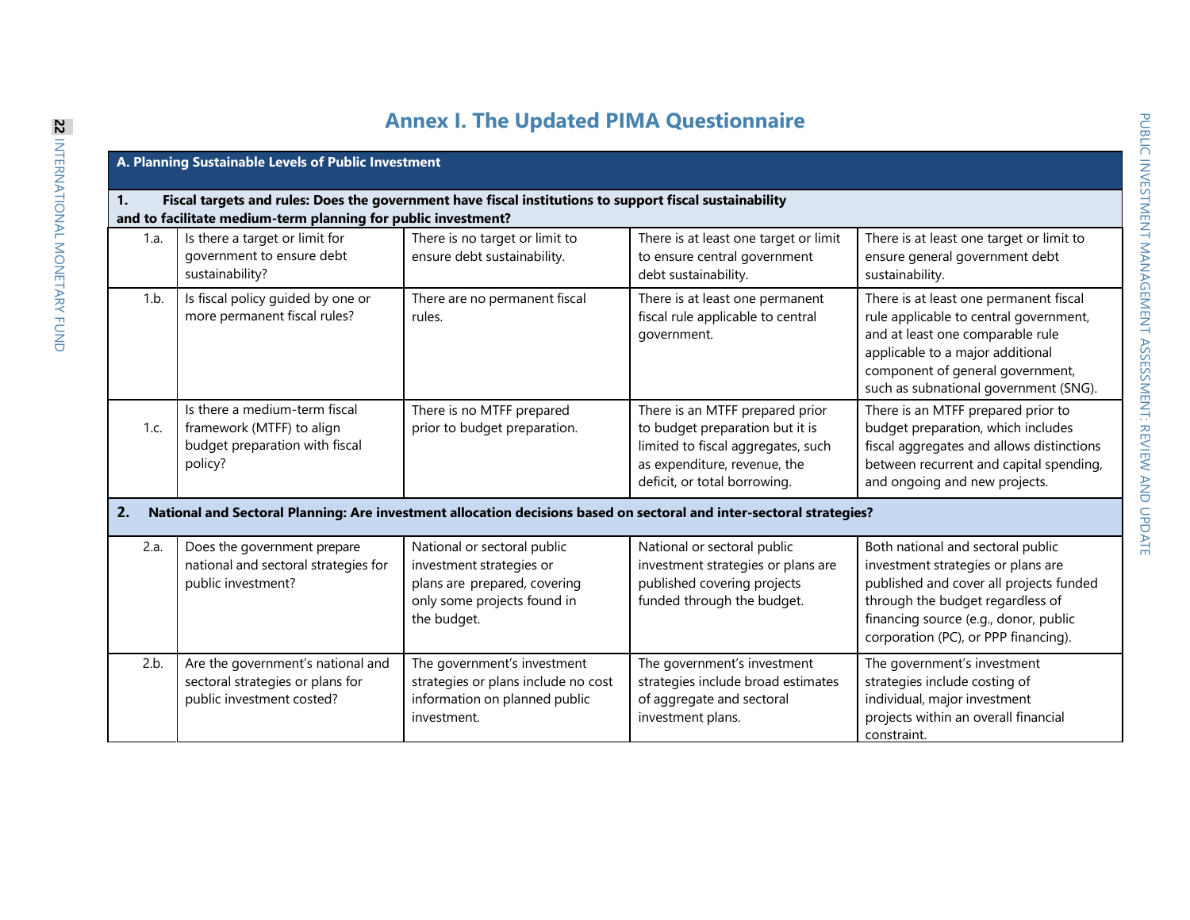# Annex I. The Updated PIMA Questionnaire

| A. Planning Sustainable Levels of Public Investment | | | | |
|---|---|---|---|---|
| **1. Fiscal targets and rules: Does the government have fiscal institutions to support fiscal sustainability and to facilitate medium-term planning for public investment?** | | | | |
| 1.a. | Is there a target or limit for government to ensure debt sustainability? | There is no target or limit to ensure debt sustainability. | There is at least one target or limit to ensure central government debt sustainability. | There is at least one target or limit to ensure general government debt sustainability. |
| 1.b. | Is fiscal policy guided by one or more permanent fiscal rules? | There are no permanent fiscal rules. | There is at least one permanent fiscal rule applicable to central government. | There is at least one permanent fiscal rule applicable to central government, and at least one comparable rule applicable to a major additional component of general government, such as subnational government (SNG). |
| 1.c. | Is there a medium-term fiscal framework (MTFF) to align budget preparation with fiscal policy? | There is no MTFF prepared prior to budget preparation. | There is an MTFF prepared prior to budget preparation but it is limited to fiscal aggregates, such as expenditure, revenue, the deficit, or total borrowing. | There is an MTFF prepared prior to budget preparation, which includes fiscal aggregates and allows distinctions between recurrent and capital spending, and ongoing and new projects. |
| **2. National and Sectoral Planning: Are investment allocation decisions based on sectoral and inter-sectoral strategies?** | | | | |
| 2.a. | Does the government prepare national and sectoral strategies for public investment? | National or sectoral public investment strategies or plans are prepared, covering only some projects found in the budget. | National or sectoral public investment strategies or plans are published covering projects funded through the budget. | Both national and sectoral public investment strategies or plans are published and cover all projects funded through the budget regardless of financing source (e.g., donor, public corporation (PC), or PPP financing). |
| 2.b. | Are the government's national and sectoral strategies or plans for public investment costed? | The government's investment strategies or plans include no cost information on planned public investment. | The government's investment strategies include broad estimates of aggregate and sectoral investment plans. | The government's investment strategies include costing of individual, major investment projects within an overall financial constraint. |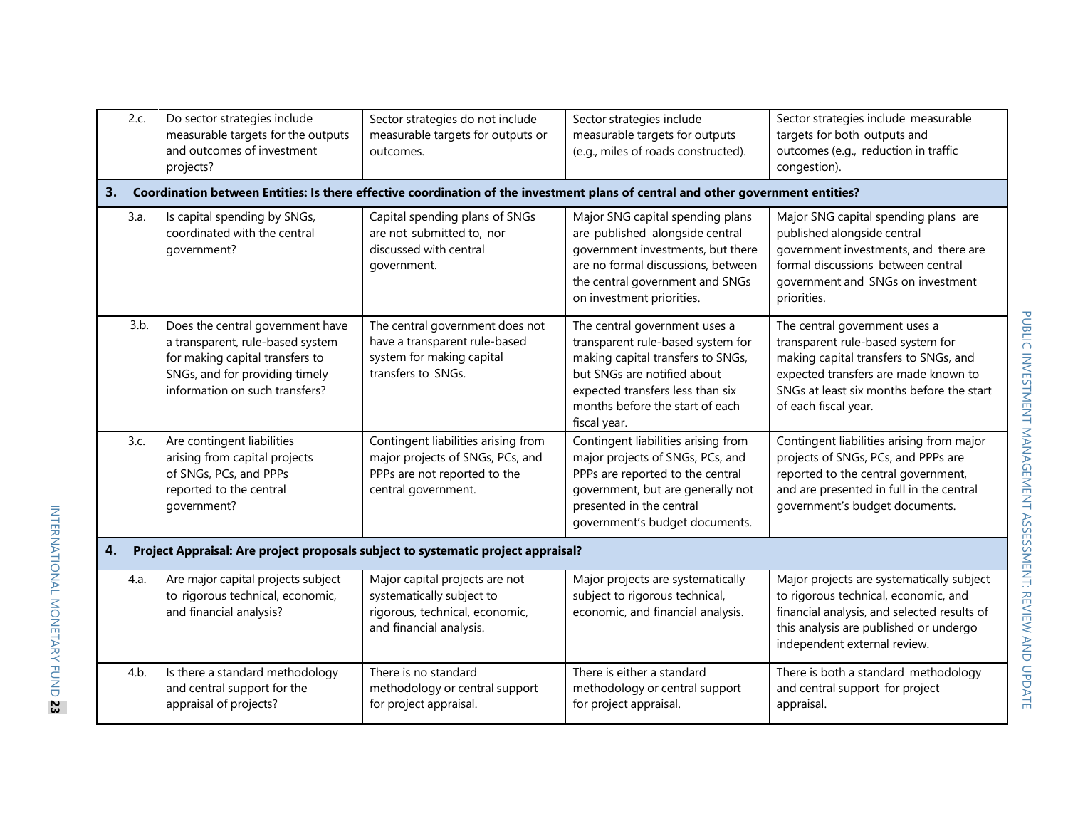| | | | | |
|---|---|---|---|---|
| 2.c. | Do sector strategies include measurable targets for the outputs and outcomes of investment projects? | Sector strategies do not include measurable targets for outputs or outcomes. | Sector strategies include measurable targets for outputs (e.g., miles of roads constructed). | Sector strategies include measurable targets for both outputs and outcomes (e.g., reduction in traffic congestion). |
| **3.** | **Coordination between Entities: Is there effective coordination of the investment plans of central and other government entities?** | | | |
| 3.a. | Is capital spending by SNGs, coordinated with the central government? | Capital spending plans of SNGs are not submitted to, nor discussed with central government. | Major SNG capital spending plans are published alongside central government investments, but there are no formal discussions, between the central government and SNGs on investment priorities. | Major SNG capital spending plans are published alongside central government investments, and there are formal discussions between central government and SNGs on investment priorities. |
| 3.b. | Does the central government have a transparent, rule-based system for making capital transfers to SNGs, and for providing timely information on such transfers? | The central government does not have a transparent rule-based system for making capital transfers to SNGs. | The central government uses a transparent rule-based system for making capital transfers to SNGs, but SNGs are notified about expected transfers less than six months before the start of each fiscal year. | The central government uses a transparent rule-based system for making capital transfers to SNGs, and expected transfers are made known to SNGs at least six months before the start of each fiscal year. |
| 3.c. | Are contingent liabilities arising from capital projects of SNGs, PCs, and PPPs reported to the central government? | Contingent liabilities arising from major projects of SNGs, PCs, and PPPs are not reported to the central government. | Contingent liabilities arising from major projects of SNGs, PCs, and PPPs are reported to the central government, but are generally not presented in the central government's budget documents. | Contingent liabilities arising from major projects of SNGs, PCs, and PPPs are reported to the central government, and are presented in full in the central government's budget documents. |
| **4.** | **Project Appraisal: Are project proposals subject to systematic project appraisal?** | | | |
| 4.a. | Are major capital projects subject to rigorous technical, economic, and financial analysis? | Major capital projects are not systematically subject to rigorous, technical, economic, and financial analysis. | Major projects are systematically subject to rigorous technical, economic, and financial analysis. | Major projects are systematically subject to rigorous technical, economic, and financial analysis, and selected results of this analysis are published or undergo independent external review. |
| 4.b. | Is there a standard methodology and central support for the appraisal of projects? | There is no standard methodology or central support for project appraisal. | There is either a standard methodology or central support for project appraisal. | There is both a standard methodology and central support for project appraisal. |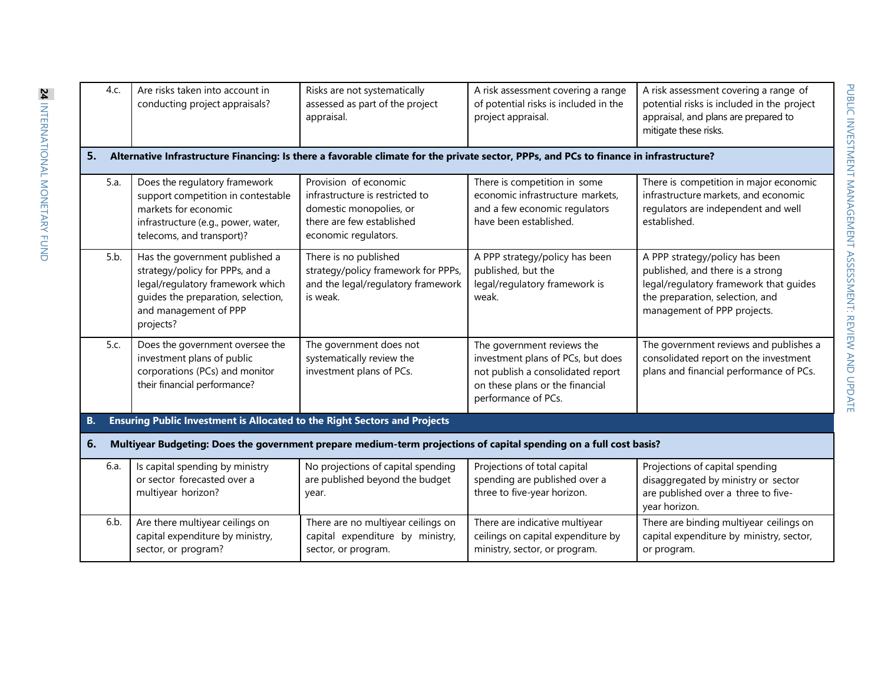| | | | | |
|---|---|---|---|---|
| 4.c. | Are risks taken into account in conducting project appraisals? | Risks are not systematically assessed as part of the project appraisal. | A risk assessment covering a range of potential risks is included in the project appraisal. | A risk assessment covering a range of potential risks is included in the project appraisal, and plans are prepared to mitigate these risks. |
| **5.** | **Alternative Infrastructure Financing: Is there a favorable climate for the private sector, PPPs, and PCs to finance in infrastructure?** | | | |
| 5.a. | Does the regulatory framework support competition in contestable markets for economic infrastructure (e.g., power, water, telecoms, and transport)? | Provision of economic infrastructure is restricted to domestic monopolies, or there are few established economic regulators. | There is competition in some economic infrastructure markets, and a few economic regulators have been established. | There is competition in major economic infrastructure markets, and economic regulators are independent and well established. |
| 5.b. | Has the government published a strategy/policy for PPPs, and a legal/regulatory framework which guides the preparation, selection, and management of PPP projects? | There is no published strategy/policy framework for PPPs, and the legal/regulatory framework is weak. | A PPP strategy/policy has been published, but the legal/regulatory framework is weak. | A PPP strategy/policy has been published, and there is a strong legal/regulatory framework that guides the preparation, selection, and management of PPP projects. |
| 5.c. | Does the government oversee the investment plans of public corporations (PCs) and monitor their financial performance? | The government does not systematically review the investment plans of PCs. | The government reviews the investment plans of PCs, but does not publish a consolidated report on these plans or the financial performance of PCs. | The government reviews and publishes a consolidated report on the investment plans and financial performance of PCs. |
| **B.** | **Ensuring Public Investment is Allocated to the Right Sectors and Projects** | | | |
| **6.** | **Multiyear Budgeting: Does the government prepare medium-term projections of capital spending on a full cost basis?** | | | |
| 6.a. | Is capital spending by ministry or sector forecasted over a multiyear horizon? | No projections of capital spending are published beyond the budget year. | Projections of total capital spending are published over a three to five-year horizon. | Projections of capital spending disaggregated by ministry or sector are published over a three to five-year horizon. |
| 6.b. | Are there multiyear ceilings on capital expenditure by ministry, sector, or program? | There are no multiyear ceilings on capital expenditure by ministry, sector, or program. | There are indicative multiyear ceilings on capital expenditure by ministry, sector, or program. | There are binding multiyear ceilings on capital expenditure by ministry, sector, or program. |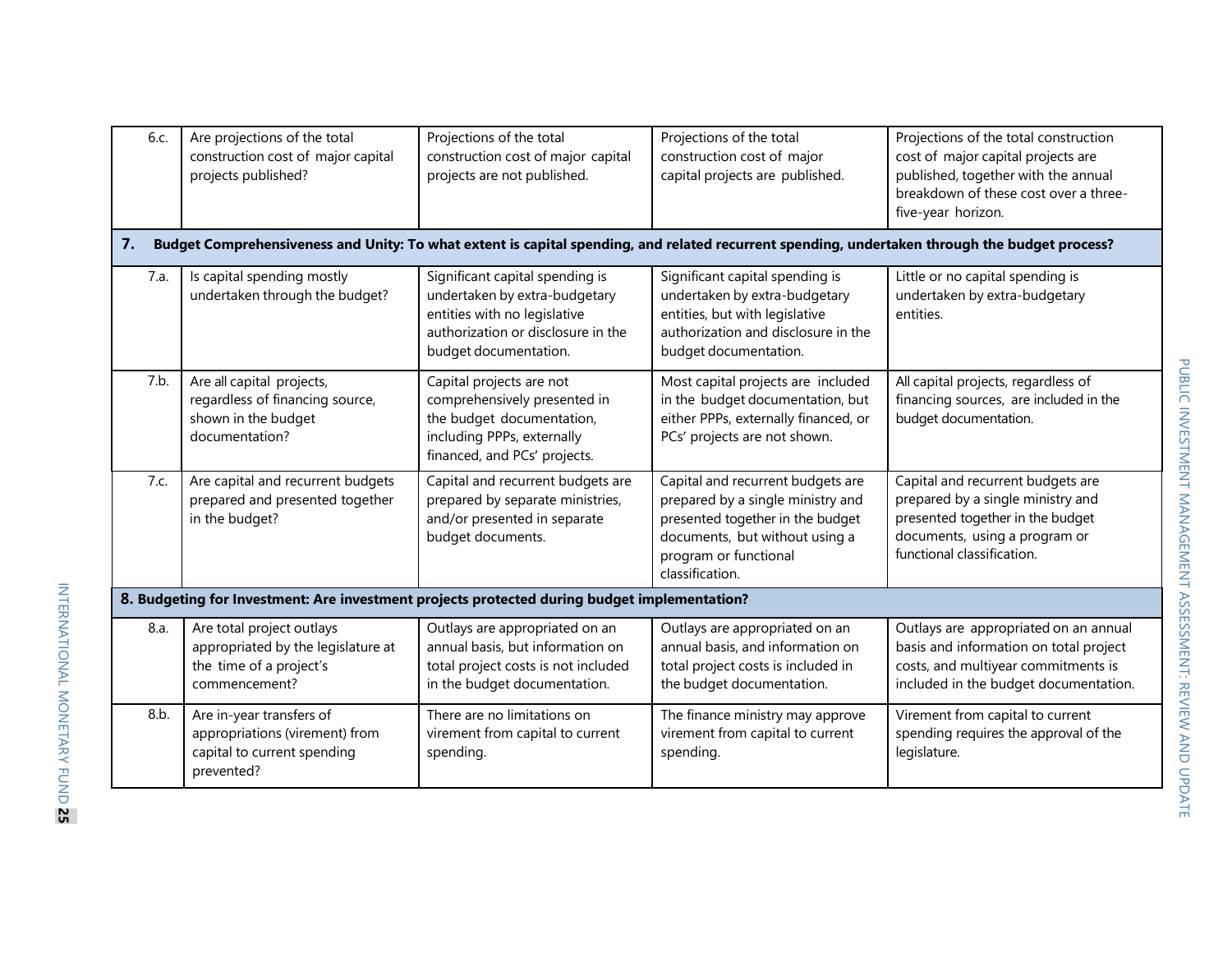| | | | | |
|---|---|---|---|---|
| 6.c. | Are projections of the total construction cost of major capital projects published? | Projections of the total construction cost of major capital projects are not published. | Projections of the total construction cost of major capital projects are published. | Projections of the total construction cost of major capital projects are published, together with the annual breakdown of these cost over a three-five-year horizon. |
| **7.** | **Budget Comprehensiveness and Unity: To what extent is capital spending, and related recurrent spending, undertaken through the budget process?** | | | |
| 7.a. | Is capital spending mostly undertaken through the budget? | Significant capital spending is undertaken by extra-budgetary entities with no legislative authorization or disclosure in the budget documentation. | Significant capital spending is undertaken by extra-budgetary entities, but with legislative authorization and disclosure in the budget documentation. | Little or no capital spending is undertaken by extra-budgetary entities. |
| 7.b. | Are all capital projects, regardless of financing source, shown in the budget documentation? | Capital projects are not comprehensively presented in the budget documentation, including PPPs, externally financed, and PCs' projects. | Most capital projects are included in the budget documentation, but either PPPs, externally financed, or PCs' projects are not shown. | All capital projects, regardless of financing sources, are included in the budget documentation. |
| 7.c. | Are capital and recurrent budgets prepared and presented together in the budget? | Capital and recurrent budgets are prepared by separate ministries, and/or presented in separate budget documents. | Capital and recurrent budgets are prepared by a single ministry and presented together in the budget documents, but without using a program or functional classification. | Capital and recurrent budgets are prepared by a single ministry and presented together in the budget documents, using a program or functional classification. |
| **8.** | **Budgeting for Investment: Are investment projects protected during budget implementation?** | | | |
| 8.a. | Are total project outlays appropriated by the legislature at the time of a project's commencement? | Outlays are appropriated on an annual basis, but information on total project costs is not included in the budget documentation. | Outlays are appropriated on an annual basis, and information on total project costs is included in the budget documentation. | Outlays are appropriated on an annual basis and information on total project costs, and multiyear commitments is included in the budget documentation. |
| 8.b. | Are in-year transfers of appropriations (virement) from capital to current spending prevented? | There are no limitations on virement from capital to current spending. | The finance ministry may approve virement from capital to current spending. | Virement from capital to current spending requires the approval of the legislature. |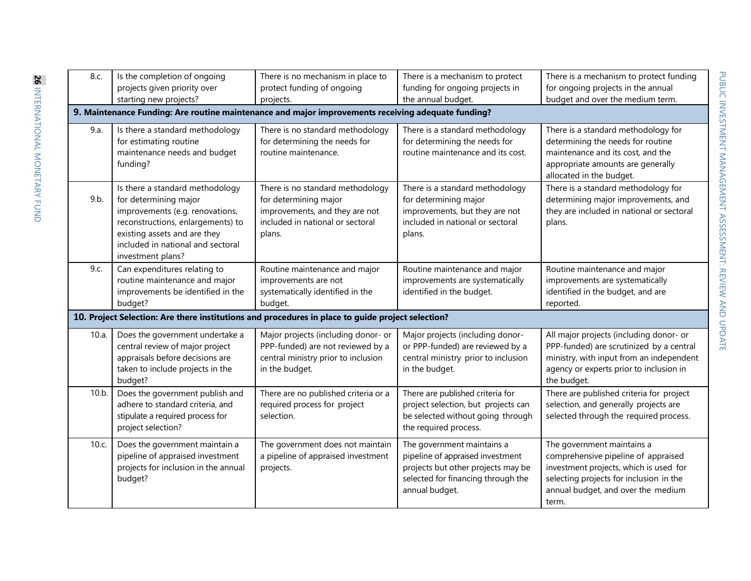| | | | | |
|---|---|---|---|---|
| 8.c. | Is the completion of ongoing projects given priority over starting new projects? | There is no mechanism in place to protect funding of ongoing projects. | There is a mechanism to protect funding for ongoing projects in the annual budget. | There is a mechanism to protect funding for ongoing projects in the annual budget and over the medium term. |
| **9. Maintenance Funding: Are routine maintenance and major improvements receiving adequate funding?** | | | | |
| 9.a. | Is there a standard methodology for estimating routine maintenance needs and budget funding? | There is no standard methodology for determining the needs for routine maintenance. | There is a standard methodology for determining the needs for routine maintenance and its cost. | There is a standard methodology for determining the needs for routine maintenance and its cost, and the appropriate amounts are generally allocated in the budget. |
| 9.b. | Is there a standard methodology for determining major improvements (e.g. renovations, reconstructions, enlargements) to existing assets and are they included in national and sectoral investment plans? | There is no standard methodology for determining major improvements, and they are not included in national or sectoral plans. | There is a standard methodology for determining major improvements, but they are not included in national or sectoral plans. | There is a standard methodology for determining major improvements, and they are included in national or sectoral plans. |
| 9.c. | Can expenditures relating to routine maintenance and major improvements be identified in the budget? | Routine maintenance and major improvements are not systematically identified in the budget. | Routine maintenance and major improvements are systematically identified in the budget. | Routine maintenance and major improvements are systematically identified in the budget, and are reported. |
| **10. Project Selection: Are there institutions and procedures in place to guide project selection?** | | | | |
| 10.a. | Does the government undertake a central review of major project appraisals before decisions are taken to include projects in the budget? | Major projects (including donor- or PPP-funded) are not reviewed by a central ministry prior to inclusion in the budget. | Major projects (including donor- or PPP-funded) are reviewed by a central ministry prior to inclusion in the budget. | All major projects (including donor- or PPP-funded) are scrutinized by a central ministry, with input from an independent agency or experts prior to inclusion in the budget. |
| 10.b. | Does the government publish and adhere to standard criteria, and stipulate a required process for project selection? | There are no published criteria or a required process for project selection. | There are published criteria for project selection, but projects can be selected without going through the required process. | There are published criteria for project selection, and generally projects are selected through the required process. |
| 10.c. | Does the government maintain a pipeline of appraised investment projects for inclusion in the annual budget? | The government does not maintain a pipeline of appraised investment projects. | The government maintains a pipeline of appraised investment projects but other projects may be selected for financing through the annual budget. | The government maintains a comprehensive pipeline of appraised investment projects, which is used for selecting projects for inclusion in the annual budget, and over the medium term. |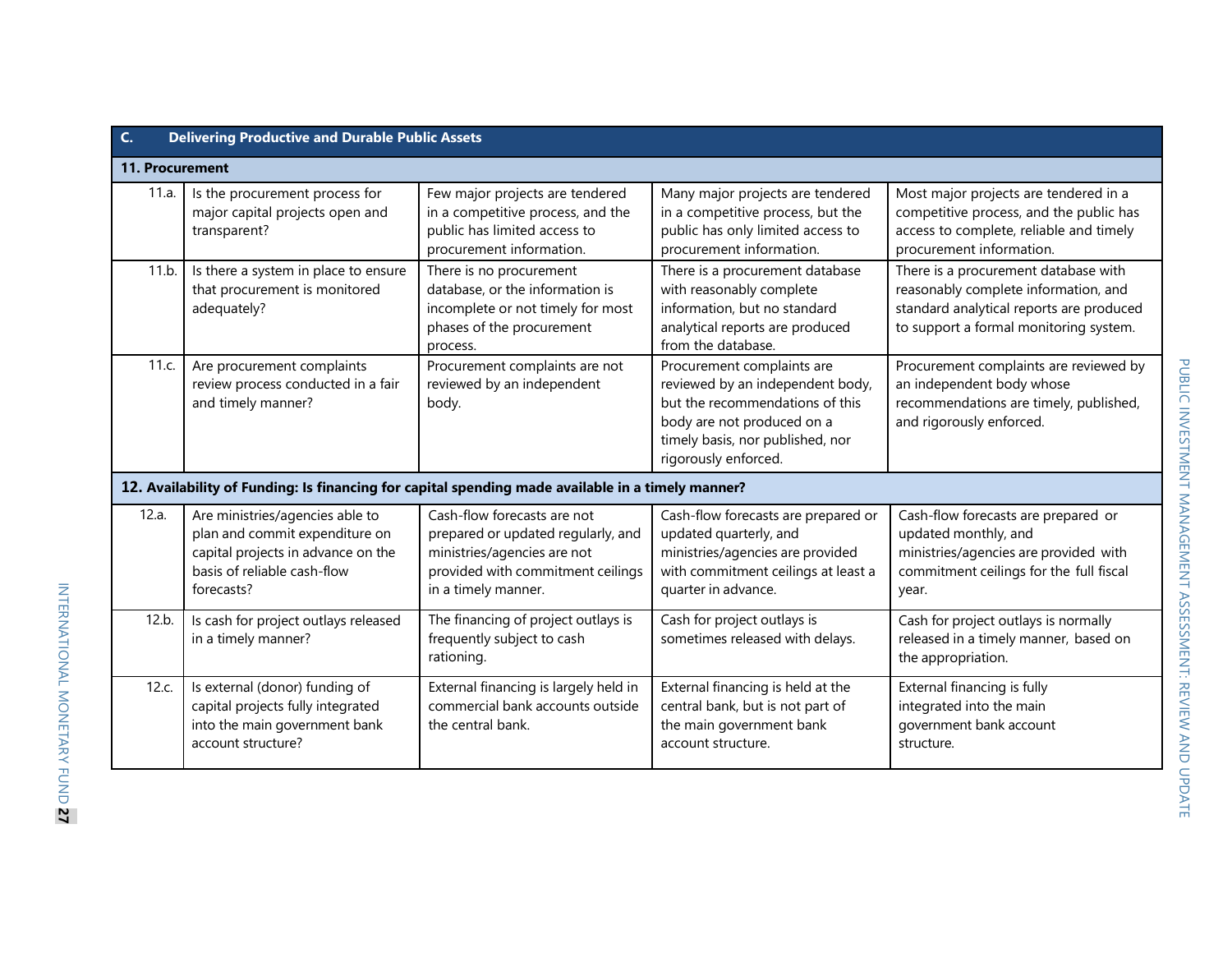| C. | Delivering Productive and Durable Public Assets | | | |
|---|---|---|---|---|
| **11. Procurement** | | | | |
| 11.a. | Is the procurement process for major capital projects open and transparent? | Few major projects are tendered in a competitive process, and the public has limited access to procurement information. | Many major projects are tendered in a competitive process, but the public has only limited access to procurement information. | Most major projects are tendered in a competitive process, and the public has access to complete, reliable and timely procurement information. |
| 11.b. | Is there a system in place to ensure that procurement is monitored adequately? | There is no procurement database, or the information is incomplete or not timely for most phases of the procurement process. | There is a procurement database with reasonably complete information, but no standard analytical reports are produced from the database. | There is a procurement database with reasonably complete information, and standard analytical reports are produced to support a formal monitoring system. |
| 11.c. | Are procurement complaints review process conducted in a fair and timely manner? | Procurement complaints are not reviewed by an independent body. | Procurement complaints are reviewed by an independent body, but the recommendations of this body are not produced on a timely basis, nor published, nor rigorously enforced. | Procurement complaints are reviewed by an independent body whose recommendations are timely, published, and rigorously enforced. |
| **12. Availability of Funding: Is financing for capital spending made available in a timely manner?** | | | | |
| 12.a. | Are ministries/agencies able to plan and commit expenditure on capital projects in advance on the basis of reliable cash-flow forecasts? | Cash-flow forecasts are not prepared or updated regularly, and ministries/agencies are not provided with commitment ceilings in a timely manner. | Cash-flow forecasts are prepared or updated quarterly, and ministries/agencies are provided with commitment ceilings at least a quarter in advance. | Cash-flow forecasts are prepared or updated monthly, and ministries/agencies are provided with commitment ceilings for the full fiscal year. |
| 12.b. | Is cash for project outlays released in a timely manner? | The financing of project outlays is frequently subject to cash rationing. | Cash for project outlays is sometimes released with delays. | Cash for project outlays is normally released in a timely manner, based on the appropriation. |
| 12.c. | Is external (donor) funding of capital projects fully integrated into the main government bank account structure? | External financing is largely held in commercial bank accounts outside the central bank. | External financing is held at the central bank, but is not part of the main government bank account structure. | External financing is fully integrated into the main government bank account structure. |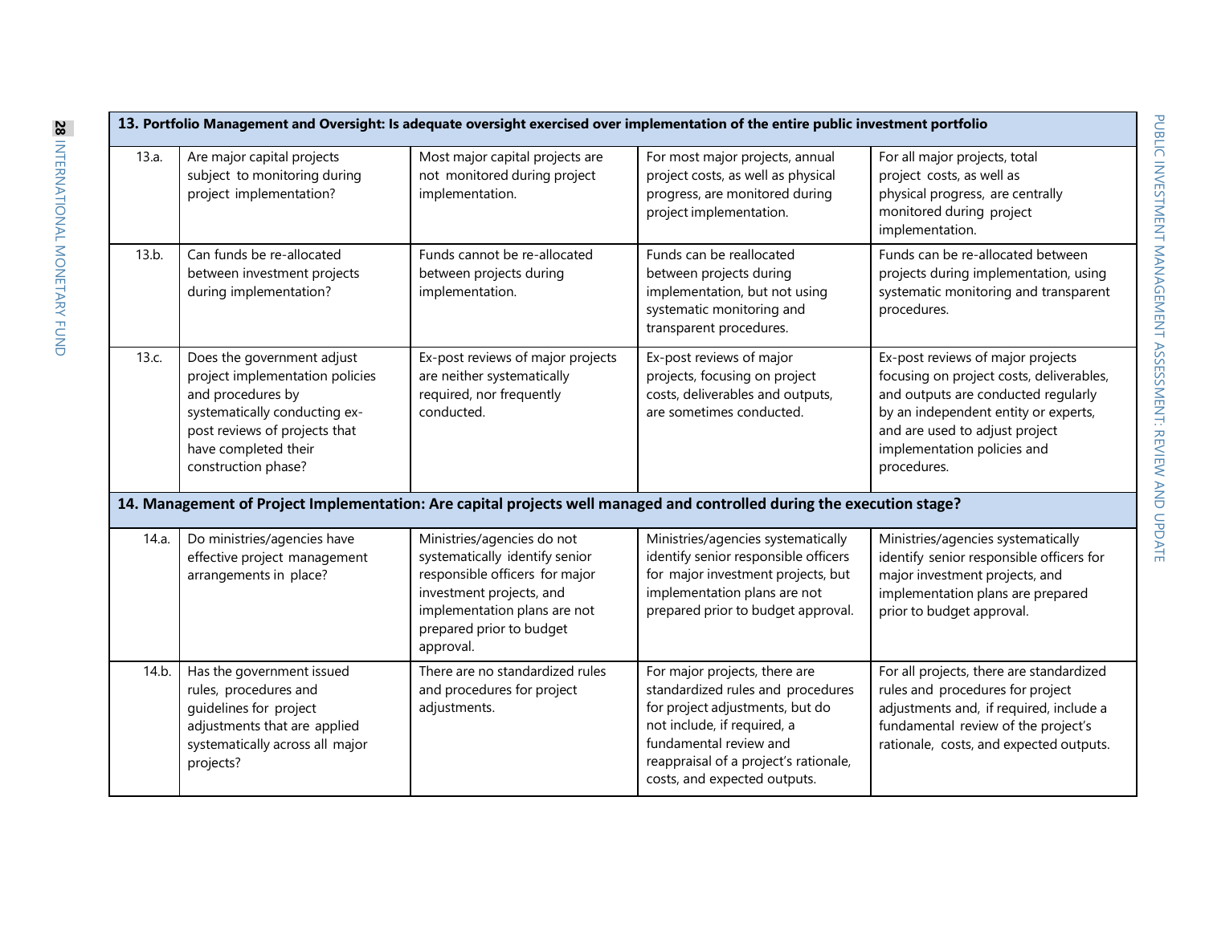| 13. Portfolio Management and Oversight: Is adequate oversight exercised over implementation of the entire public investment portfolio | | | | |
|---|---|---|---|---|
| 13.a. | Are major capital projects subject to monitoring during project implementation? | Most major capital projects are not monitored during project implementation. | For most major projects, annual project costs, as well as physical progress, are monitored during project implementation. | For all major projects, total project costs, as well as physical progress, are centrally monitored during project implementation. |
| 13.b. | Can funds be re-allocated between investment projects during implementation? | Funds cannot be re-allocated between projects during implementation. | Funds can be reallocated between projects during implementation, but not using systematic monitoring and transparent procedures. | Funds can be re-allocated between projects during implementation, using systematic monitoring and transparent procedures. |
| 13.c. | Does the government adjust project implementation policies and procedures by systematically conducting ex-post reviews of projects that have completed their construction phase? | Ex-post reviews of major projects are neither systematically required, nor frequently conducted. | Ex-post reviews of major projects, focusing on project costs, deliverables and outputs, are sometimes conducted. | Ex-post reviews of major projects focusing on project costs, deliverables, and outputs are conducted regularly by an independent entity or experts, and are used to adjust project implementation policies and procedures. |
| **14. Management of Project Implementation: Are capital projects well managed and controlled during the execution stage?** | | | | |
| 14.a. | Do ministries/agencies have effective project management arrangements in place? | Ministries/agencies do not systematically identify senior responsible officers for major investment projects, and implementation plans are not prepared prior to budget approval. | Ministries/agencies systematically identify senior responsible officers for major investment projects, but implementation plans are not prepared prior to budget approval. | Ministries/agencies systematically identify senior responsible officers for major investment projects, and implementation plans are prepared prior to budget approval. |
| 14.b. | Has the government issued rules, procedures and guidelines for project adjustments that are applied systematically across all major projects? | There are no standardized rules and procedures for project adjustments. | For major projects, there are standardized rules and procedures for project adjustments, but do not include, if required, a fundamental review and reappraisal of a project's rationale, costs, and expected outputs. | For all projects, there are standardized rules and procedures for project adjustments and, if required, include a fundamental review of the project's rationale, costs, and expected outputs. |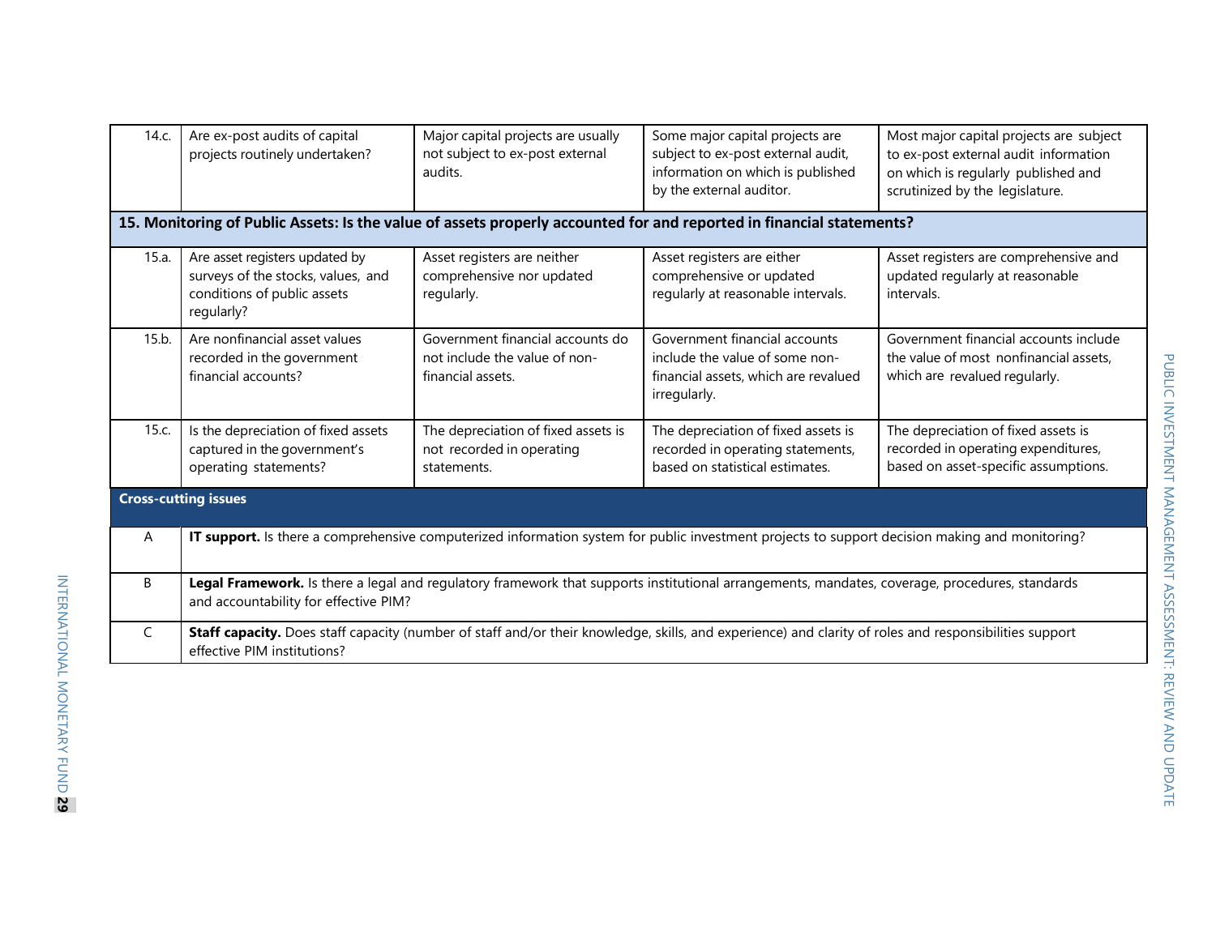| | | | | |
|---|---|---|---|---|
| 14.c. | Are ex-post audits of capital projects routinely undertaken? | Major capital projects are usually not subject to ex-post external audits. | Some major capital projects are subject to ex-post external audit, information on which is published by the external auditor. | Most major capital projects are subject to ex-post external audit information on which is regularly published and scrutinized by the legislature. |
| **15. Monitoring of Public Assets: Is the value of assets properly accounted for and reported in financial statements?** | | | | |
| 15.a. | Are asset registers updated by surveys of the stocks, values, and conditions of public assets regularly? | Asset registers are neither comprehensive nor updated regularly. | Asset registers are either comprehensive or updated regularly at reasonable intervals. | Asset registers are comprehensive and updated regularly at reasonable intervals. |
| 15.b. | Are nonfinancial asset values recorded in the government financial accounts? | Government financial accounts do not include the value of non-financial assets. | Government financial accounts include the value of some non-financial assets, which are revalued irregularly. | Government financial accounts include the value of most nonfinancial assets, which are revalued regularly. |
| 15.c. | Is the depreciation of fixed assets captured in the government's operating statements? | The depreciation of fixed assets is not recorded in operating statements. | The depreciation of fixed assets is recorded in operating statements, based on statistical estimates. | The depreciation of fixed assets is recorded in operating expenditures, based on asset-specific assumptions. |
| **Cross-cutting issues** | | | | |
| A | **IT support.** Is there a comprehensive computerized information system for public investment projects to support decision making and monitoring? | | | |
| B | **Legal Framework.** Is there a legal and regulatory framework that supports institutional arrangements, mandates, coverage, procedures, standards and accountability for effective PIM? | | | |
| C | **Staff capacity.** Does staff capacity (number of staff and/or their knowledge, skills, and experience) and clarity of roles and responsibilities support effective PIM institutions? | | | |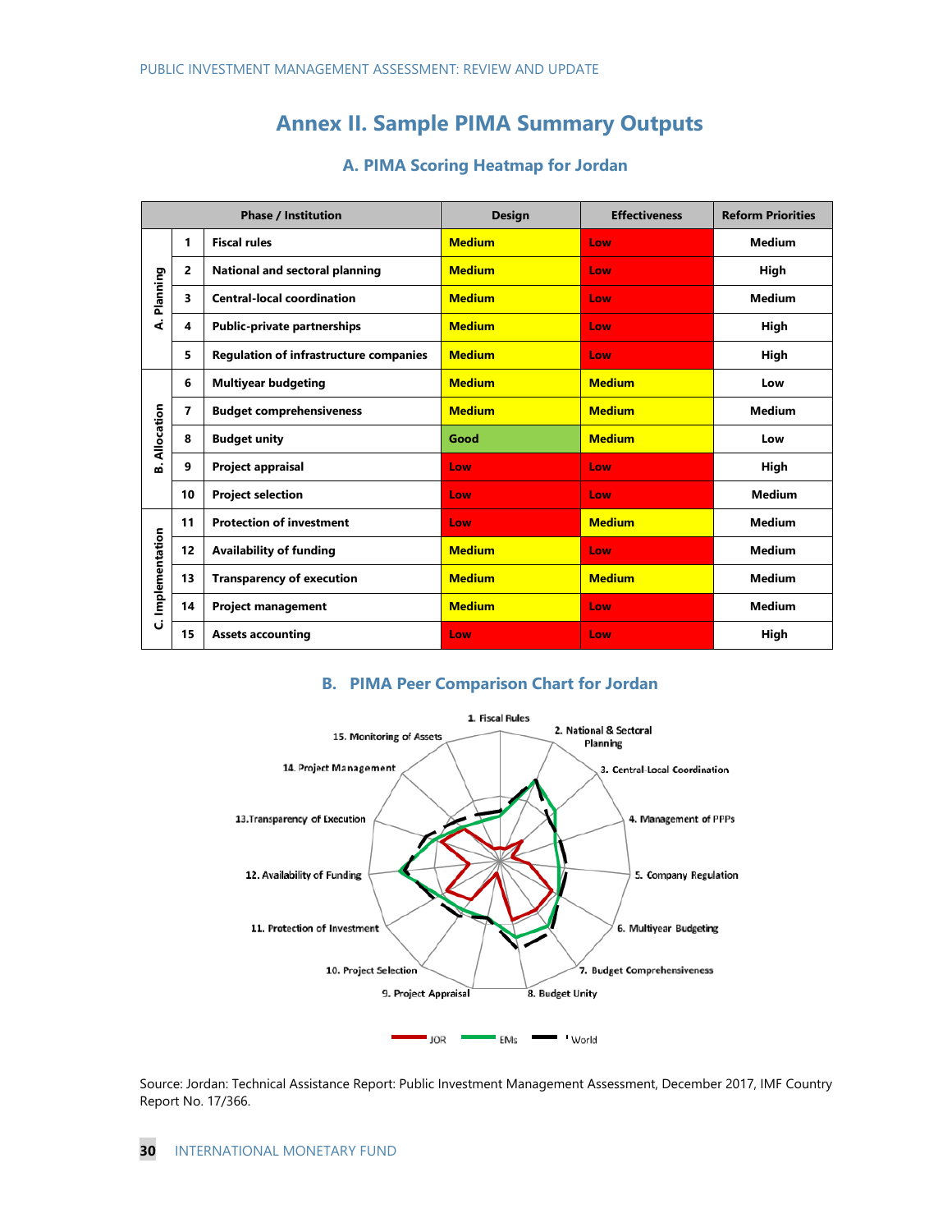# Annex II. Sample PIMA Summary Outputs

### A. PIMA Scoring Heatmap for Jordan

| Phase / Institution | | | Design | Effectiveness | Reform Priorities |
|---|---|---|---|---|---|
| A. Planning | 1 | Fiscal rules | Medium | Low | Medium |
| | 2 | National and sectoral planning | Medium | Low | High |
| | 3 | Central-local coordination | Medium | Low | Medium |
| | 4 | Public-private partnerships | Medium | Low | High |
| | 5 | Regulation of infrastructure companies | Medium | Low | High |
| B. Allocation | 6 | Multiyear budgeting | Medium | Medium | Low |
| | 7 | Budget comprehensiveness | Medium | Medium | Medium |
| | 8 | Budget unity | Good | Medium | Low |
| | 9 | Project appraisal | Low | Low | High |
| | 10 | Project selection | Low | Low | Medium |
| C. Implementation | 11 | Protection of investment | Low | Medium | Medium |
| | 12 | Availability of funding | Medium | Low | Medium |
| | 13 | Transparency of execution | Medium | Medium | Medium |
| | 14 | Project management | Medium | Low | Medium |
| | 15 | Assets accounting | Low | Low | High |

### B. PIMA Peer Comparison Chart for Jordan

1. Fiscal Rules
2. National & Sectoral Planning
3. Central-Local Coordination
4. Management of PPPs
5. Company Regulation
6. Multiyear Budgeting
7. Budget Comprehensiveness
8. Budget Unity
9. Project Appraisal
10. Project Selection
11. Protection of Investment
12. Availability of Funding
13. Transparency of Execution
14. Project Management
15. Monitoring of Assets

JOR  EMs  World

Source: Jordan: Technical Assistance Report: Public Investment Management Assessment, December 2017, IMF Country Report No. 17/366.